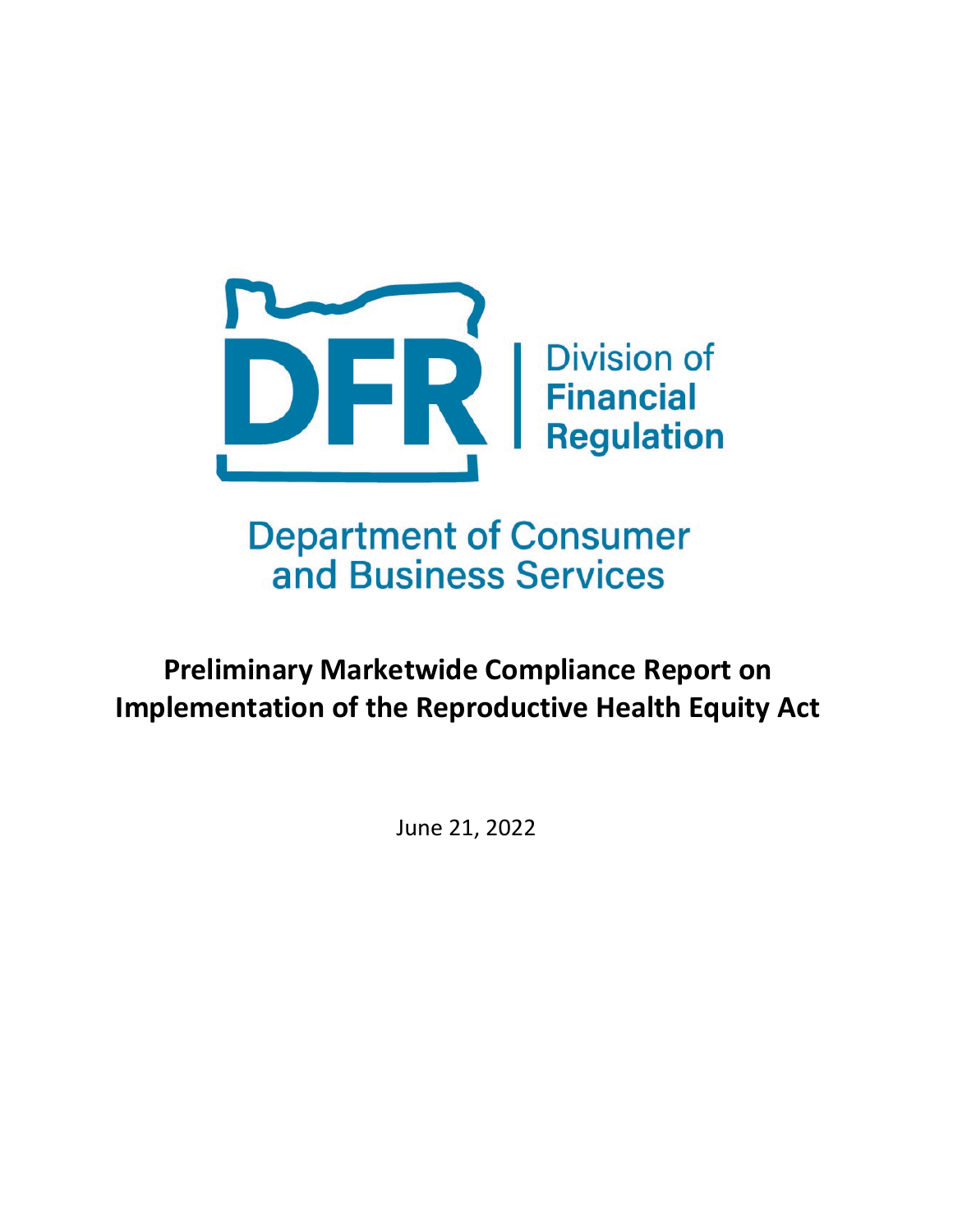DFR | Division of Financial Regulation

Department of Consumer and Business Services

# Preliminary Marketwide Compliance Report on Implementation of the Reproductive Health Equity Act

June 21, 2022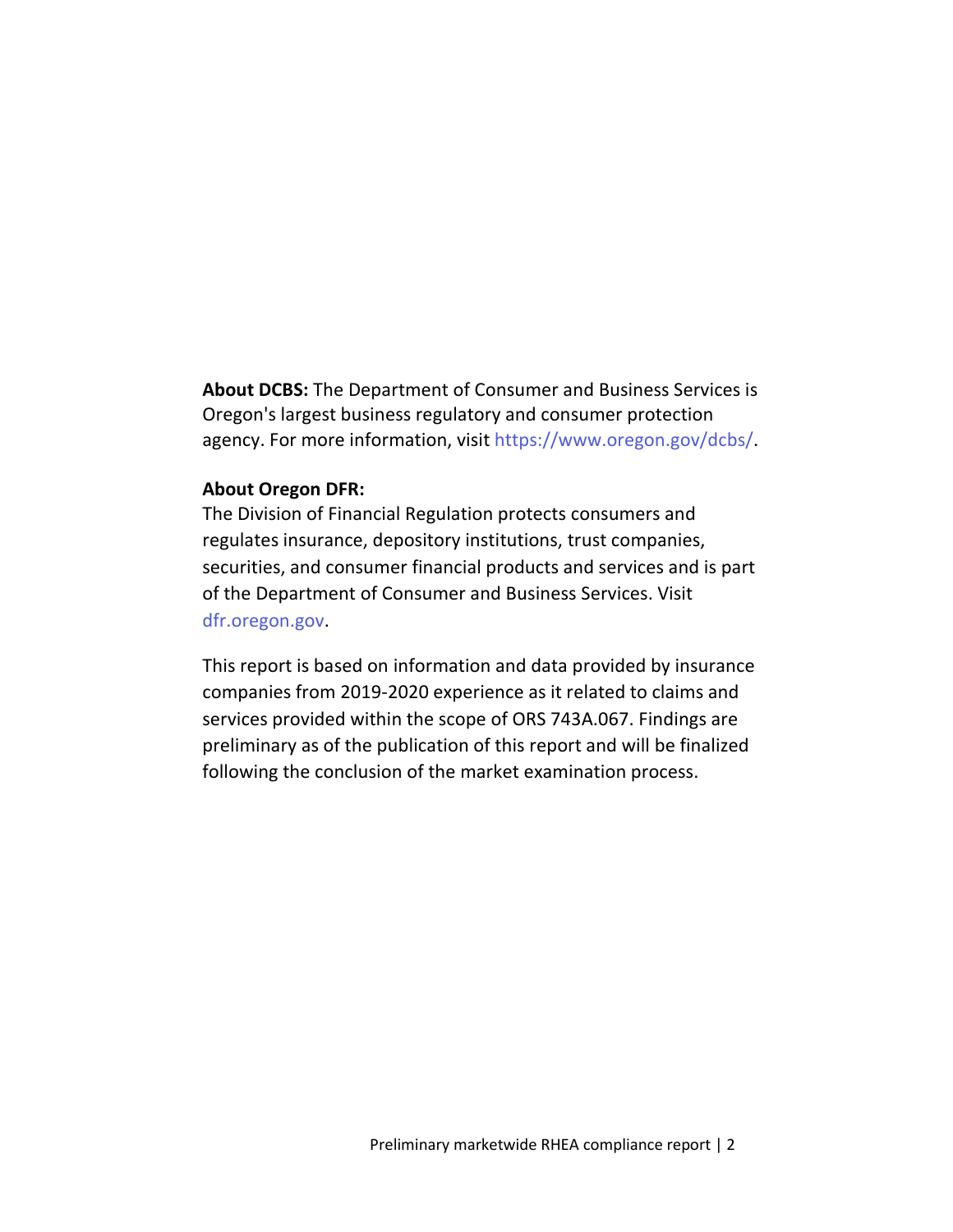**About DCBS:** The Department of Consumer and Business Services is Oregon's largest business regulatory and consumer protection agency. For more information, visit https://www.oregon.gov/dcbs/.

**About Oregon DFR:**

The Division of Financial Regulation protects consumers and regulates insurance, depository institutions, trust companies, securities, and consumer financial products and services and is part of the Department of Consumer and Business Services. Visit dfr.oregon.gov.

This report is based on information and data provided by insurance companies from 2019-2020 experience as it related to claims and services provided within the scope of ORS 743A.067. Findings are preliminary as of the publication of this report and will be finalized following the conclusion of the market examination process.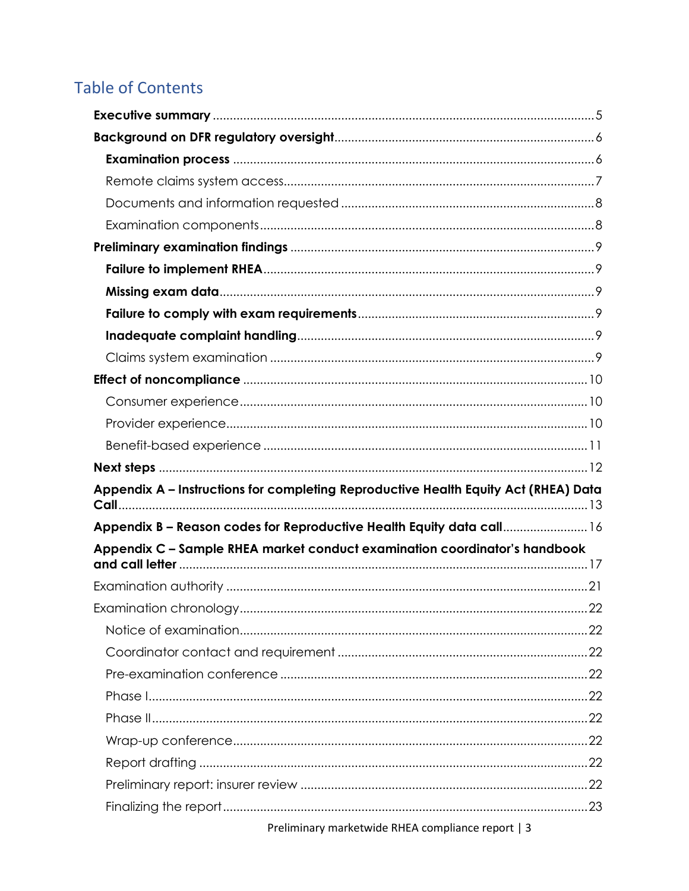# Table of Contents

**Executive summary** ..... 5

**Background on DFR regulatory oversight** ..... 6

- **Examination process** ..... 6
- Remote claims system access ..... 7
- Documents and information requested ..... 8
- Examination components ..... 8

**Preliminary examination findings** ..... 9

- **Failure to implement RHEA** ..... 9
- **Missing exam data** ..... 9
- **Failure to comply with exam requirements** ..... 9
- **Inadequate complaint handling** ..... 9
- Claims system examination ..... 9

**Effect of noncompliance** ..... 10

- Consumer experience ..... 10
- Provider experience ..... 10
- Benefit-based experience ..... 11

**Next steps** ..... 12

**Appendix A – Instructions for completing Reproductive Health Equity Act (RHEA) Data Call** ..... 13

**Appendix B – Reason codes for Reproductive Health Equity data call** ..... 16

**Appendix C – Sample RHEA market conduct examination coordinator's handbook and call letter** ..... 17

Examination authority ..... 21

Examination chronology ..... 22

- Notice of examination ..... 22
- Coordinator contact and requirement ..... 22
- Pre-examination conference ..... 22
- Phase I ..... 22
- Phase II ..... 22
- Wrap-up conference ..... 22
- Report drafting ..... 22
- Preliminary report: insurer review ..... 22
- Finalizing the report ..... 23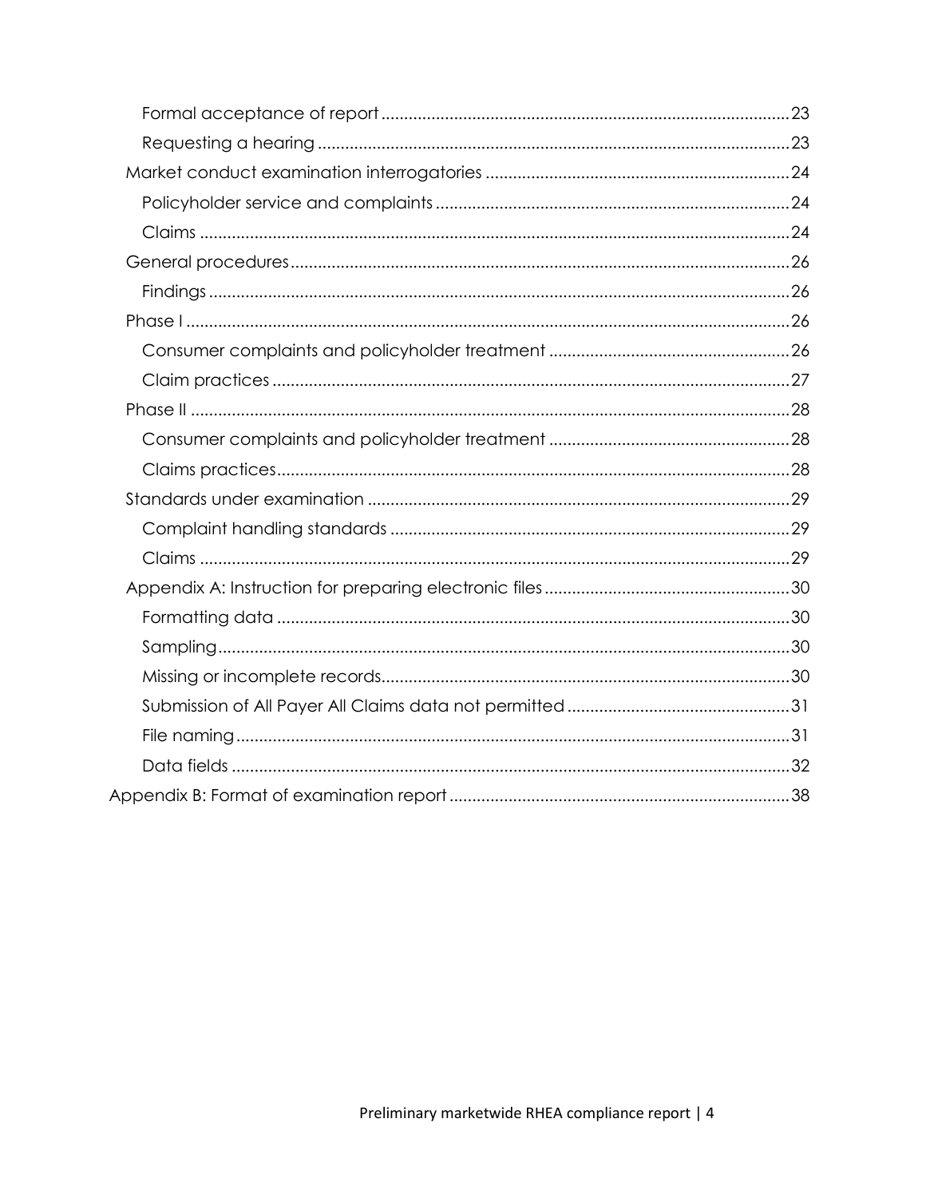- Formal acceptance of report ........................................ 23
- Requesting a hearing ........................................ 23
- Market conduct examination interrogatories ........................................ 24
  - Policyholder service and complaints ........................................ 24
  - Claims ........................................ 24
- General procedures ........................................ 26
  - Findings ........................................ 26
- Phase I ........................................ 26
  - Consumer complaints and policyholder treatment ........................................ 26
  - Claim practices ........................................ 27
- Phase II ........................................ 28
  - Consumer complaints and policyholder treatment ........................................ 28
  - Claims practices ........................................ 28
- Standards under examination ........................................ 29
  - Complaint handling standards ........................................ 29
  - Claims ........................................ 29
- Appendix A: Instruction for preparing electronic files ........................................ 30
  - Formatting data ........................................ 30
  - Sampling ........................................ 30
  - Missing or incomplete records ........................................ 30
  - Submission of All Payer All Claims data not permitted ........................................ 31
  - File naming ........................................ 31
  - Data fields ........................................ 32

Appendix B: Format of examination report ........................................ 38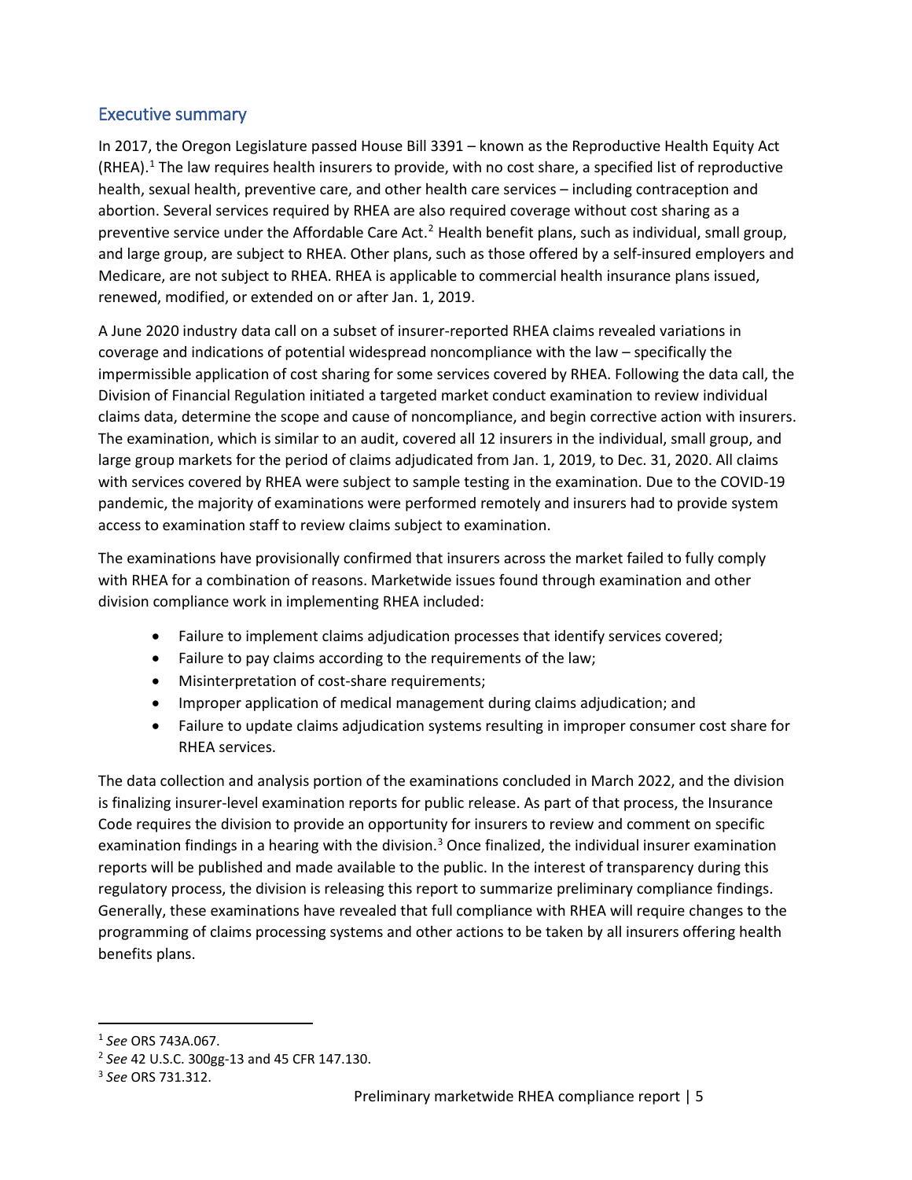## Executive summary

In 2017, the Oregon Legislature passed House Bill 3391 – known as the Reproductive Health Equity Act (RHEA).[1] The law requires health insurers to provide, with no cost share, a specified list of reproductive health, sexual health, preventive care, and other health care services – including contraception and abortion. Several services required by RHEA are also required coverage without cost sharing as a preventive service under the Affordable Care Act.[2] Health benefit plans, such as individual, small group, and large group, are subject to RHEA. Other plans, such as those offered by a self-insured employers and Medicare, are not subject to RHEA. RHEA is applicable to commercial health insurance plans issued, renewed, modified, or extended on or after Jan. 1, 2019.

A June 2020 industry data call on a subset of insurer-reported RHEA claims revealed variations in coverage and indications of potential widespread noncompliance with the law – specifically the impermissible application of cost sharing for some services covered by RHEA. Following the data call, the Division of Financial Regulation initiated a targeted market conduct examination to review individual claims data, determine the scope and cause of noncompliance, and begin corrective action with insurers. The examination, which is similar to an audit, covered all 12 insurers in the individual, small group, and large group markets for the period of claims adjudicated from Jan. 1, 2019, to Dec. 31, 2020. All claims with services covered by RHEA were subject to sample testing in the examination. Due to the COVID-19 pandemic, the majority of examinations were performed remotely and insurers had to provide system access to examination staff to review claims subject to examination.

The examinations have provisionally confirmed that insurers across the market failed to fully comply with RHEA for a combination of reasons. Marketwide issues found through examination and other division compliance work in implementing RHEA included:

- Failure to implement claims adjudication processes that identify services covered;
- Failure to pay claims according to the requirements of the law;
- Misinterpretation of cost-share requirements;
- Improper application of medical management during claims adjudication; and
- Failure to update claims adjudication systems resulting in improper consumer cost share for RHEA services.

The data collection and analysis portion of the examinations concluded in March 2022, and the division is finalizing insurer-level examination reports for public release. As part of that process, the Insurance Code requires the division to provide an opportunity for insurers to review and comment on specific examination findings in a hearing with the division.[3] Once finalized, the individual insurer examination reports will be published and made available to the public. In the interest of transparency during this regulatory process, the division is releasing this report to summarize preliminary compliance findings. Generally, these examinations have revealed that full compliance with RHEA will require changes to the programming of claims processing systems and other actions to be taken by all insurers offering health benefits plans.

---

[1] *See* ORS 743A.067.

[2] *See* 42 U.S.C. 300gg-13 and 45 CFR 147.130.

[3] *See* ORS 731.312.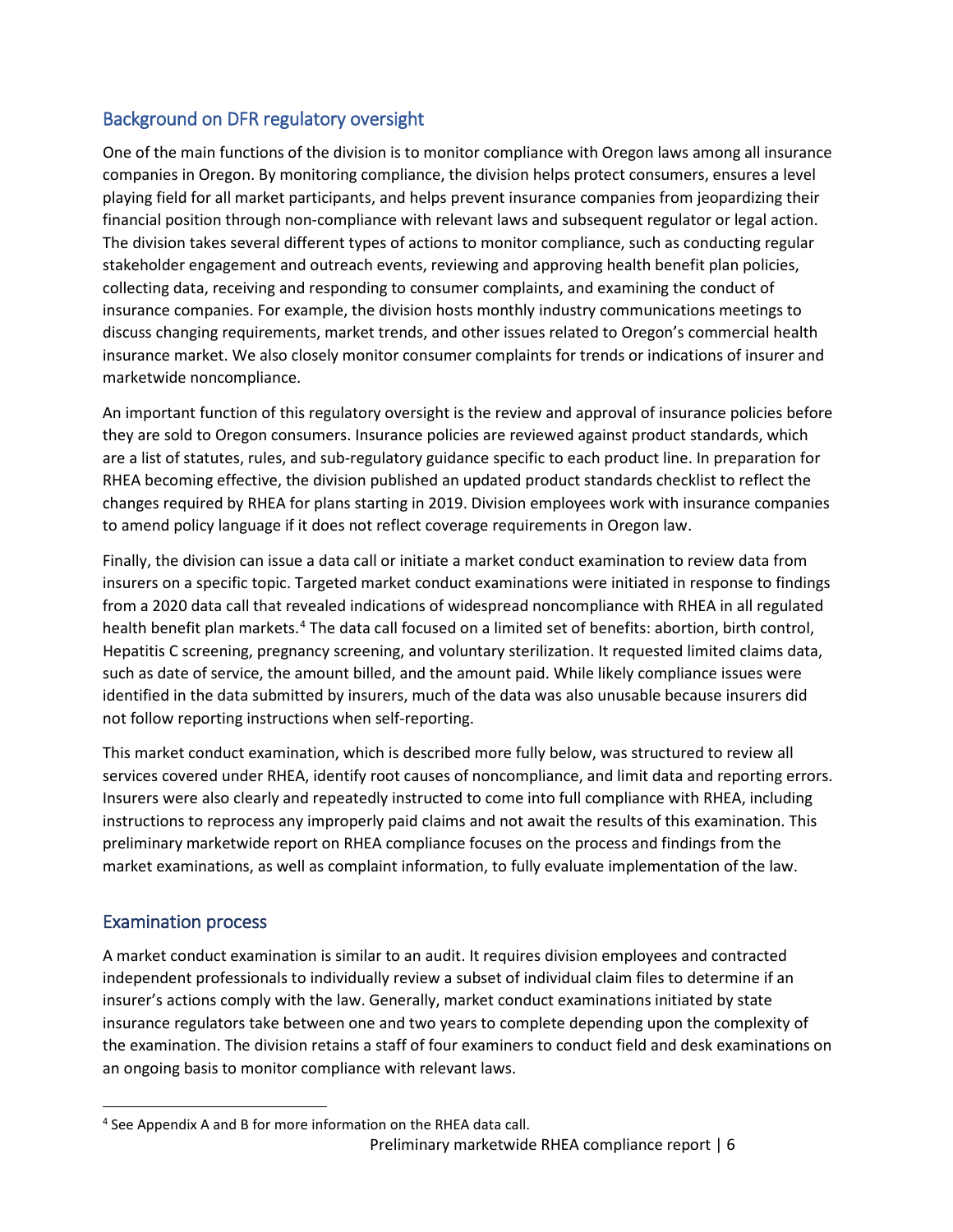## Background on DFR regulatory oversight

One of the main functions of the division is to monitor compliance with Oregon laws among all insurance companies in Oregon. By monitoring compliance, the division helps protect consumers, ensures a level playing field for all market participants, and helps prevent insurance companies from jeopardizing their financial position through non-compliance with relevant laws and subsequent regulator or legal action. The division takes several different types of actions to monitor compliance, such as conducting regular stakeholder engagement and outreach events, reviewing and approving health benefit plan policies, collecting data, receiving and responding to consumer complaints, and examining the conduct of insurance companies. For example, the division hosts monthly industry communications meetings to discuss changing requirements, market trends, and other issues related to Oregon's commercial health insurance market. We also closely monitor consumer complaints for trends or indications of insurer and marketwide noncompliance.

An important function of this regulatory oversight is the review and approval of insurance policies before they are sold to Oregon consumers. Insurance policies are reviewed against product standards, which are a list of statutes, rules, and sub-regulatory guidance specific to each product line. In preparation for RHEA becoming effective, the division published an updated product standards checklist to reflect the changes required by RHEA for plans starting in 2019. Division employees work with insurance companies to amend policy language if it does not reflect coverage requirements in Oregon law.

Finally, the division can issue a data call or initiate a market conduct examination to review data from insurers on a specific topic. Targeted market conduct examinations were initiated in response to findings from a 2020 data call that revealed indications of widespread noncompliance with RHEA in all regulated health benefit plan markets.[4] The data call focused on a limited set of benefits: abortion, birth control, Hepatitis C screening, pregnancy screening, and voluntary sterilization. It requested limited claims data, such as date of service, the amount billed, and the amount paid. While likely compliance issues were identified in the data submitted by insurers, much of the data was also unusable because insurers did not follow reporting instructions when self-reporting.

This market conduct examination, which is described more fully below, was structured to review all services covered under RHEA, identify root causes of noncompliance, and limit data and reporting errors. Insurers were also clearly and repeatedly instructed to come into full compliance with RHEA, including instructions to reprocess any improperly paid claims and not await the results of this examination. This preliminary marketwide report on RHEA compliance focuses on the process and findings from the market examinations, as well as complaint information, to fully evaluate implementation of the law.

## Examination process

A market conduct examination is similar to an audit. It requires division employees and contracted independent professionals to individually review a subset of individual claim files to determine if an insurer's actions comply with the law. Generally, market conduct examinations initiated by state insurance regulators take between one and two years to complete depending upon the complexity of the examination. The division retains a staff of four examiners to conduct field and desk examinations on an ongoing basis to monitor compliance with relevant laws.

[4] See Appendix A and B for more information on the RHEA data call.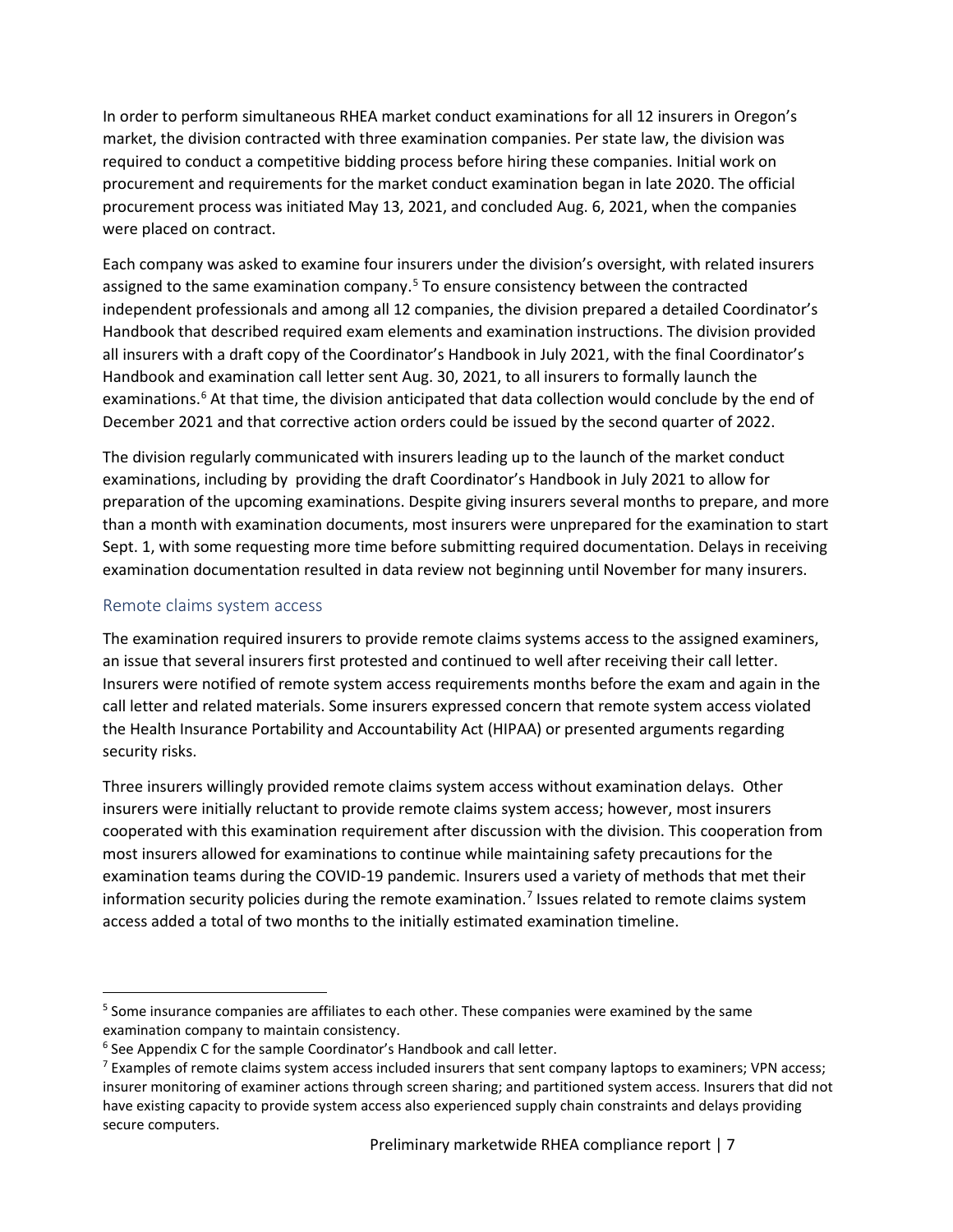In order to perform simultaneous RHEA market conduct examinations for all 12 insurers in Oregon's market, the division contracted with three examination companies. Per state law, the division was required to conduct a competitive bidding process before hiring these companies. Initial work on procurement and requirements for the market conduct examination began in late 2020. The official procurement process was initiated May 13, 2021, and concluded Aug. 6, 2021, when the companies were placed on contract.

Each company was asked to examine four insurers under the division's oversight, with related insurers assigned to the same examination company.[5] To ensure consistency between the contracted independent professionals and among all 12 companies, the division prepared a detailed Coordinator's Handbook that described required exam elements and examination instructions. The division provided all insurers with a draft copy of the Coordinator's Handbook in July 2021, with the final Coordinator's Handbook and examination call letter sent Aug. 30, 2021, to all insurers to formally launch the examinations.[6] At that time, the division anticipated that data collection would conclude by the end of December 2021 and that corrective action orders could be issued by the second quarter of 2022.

The division regularly communicated with insurers leading up to the launch of the market conduct examinations, including by providing the draft Coordinator's Handbook in July 2021 to allow for preparation of the upcoming examinations. Despite giving insurers several months to prepare, and more than a month with examination documents, most insurers were unprepared for the examination to start Sept. 1, with some requesting more time before submitting required documentation. Delays in receiving examination documentation resulted in data review not beginning until November for many insurers.

## Remote claims system access

The examination required insurers to provide remote claims systems access to the assigned examiners, an issue that several insurers first protested and continued to well after receiving their call letter. Insurers were notified of remote system access requirements months before the exam and again in the call letter and related materials. Some insurers expressed concern that remote system access violated the Health Insurance Portability and Accountability Act (HIPAA) or presented arguments regarding security risks.

Three insurers willingly provided remote claims system access without examination delays. Other insurers were initially reluctant to provide remote claims system access; however, most insurers cooperated with this examination requirement after discussion with the division. This cooperation from most insurers allowed for examinations to continue while maintaining safety precautions for the examination teams during the COVID-19 pandemic. Insurers used a variety of methods that met their information security policies during the remote examination.[7] Issues related to remote claims system access added a total of two months to the initially estimated examination timeline.

---

[5] Some insurance companies are affiliates to each other. These companies were examined by the same examination company to maintain consistency.

[6] See Appendix C for the sample Coordinator's Handbook and call letter.

[7] Examples of remote claims system access included insurers that sent company laptops to examiners; VPN access; insurer monitoring of examiner actions through screen sharing; and partitioned system access. Insurers that did not have existing capacity to provide system access also experienced supply chain constraints and delays providing secure computers.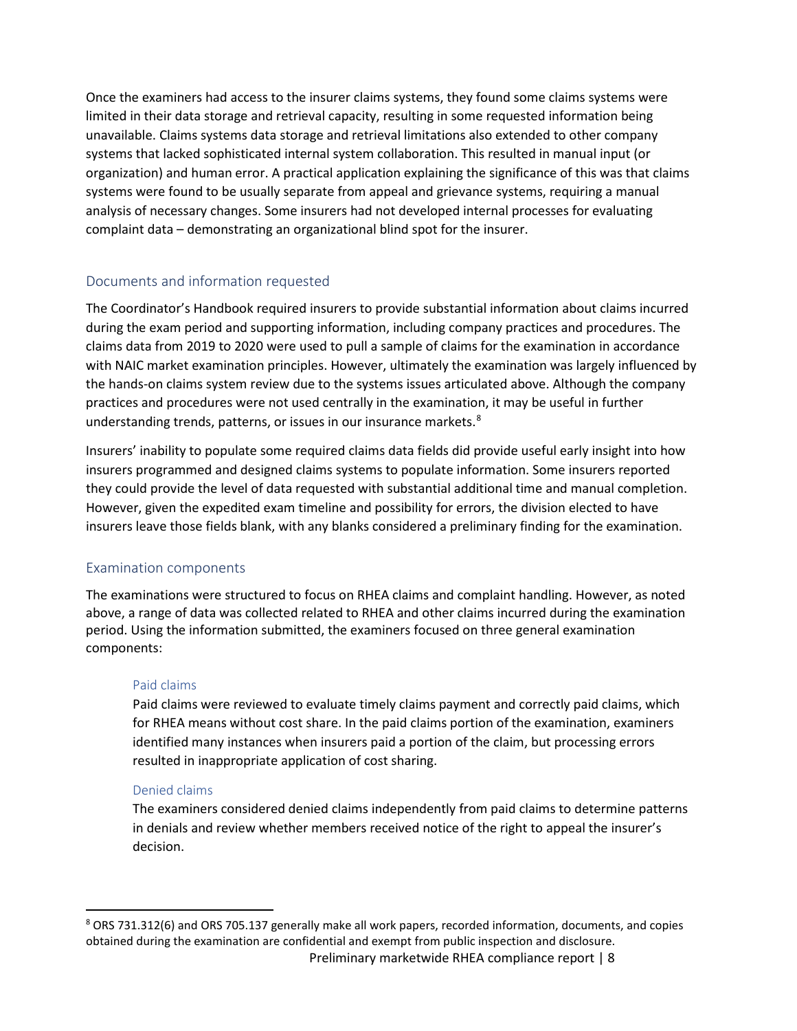Once the examiners had access to the insurer claims systems, they found some claims systems were limited in their data storage and retrieval capacity, resulting in some requested information being unavailable. Claims systems data storage and retrieval limitations also extended to other company systems that lacked sophisticated internal system collaboration. This resulted in manual input (or organization) and human error. A practical application explaining the significance of this was that claims systems were found to be usually separate from appeal and grievance systems, requiring a manual analysis of necessary changes. Some insurers had not developed internal processes for evaluating complaint data – demonstrating an organizational blind spot for the insurer.

## Documents and information requested

The Coordinator's Handbook required insurers to provide substantial information about claims incurred during the exam period and supporting information, including company practices and procedures. The claims data from 2019 to 2020 were used to pull a sample of claims for the examination in accordance with NAIC market examination principles. However, ultimately the examination was largely influenced by the hands-on claims system review due to the systems issues articulated above. Although the company practices and procedures were not used centrally in the examination, it may be useful in further understanding trends, patterns, or issues in our insurance markets.[8]

Insurers' inability to populate some required claims data fields did provide useful early insight into how insurers programmed and designed claims systems to populate information. Some insurers reported they could provide the level of data requested with substantial additional time and manual completion. However, given the expedited exam timeline and possibility for errors, the division elected to have insurers leave those fields blank, with any blanks considered a preliminary finding for the examination.

## Examination components

The examinations were structured to focus on RHEA claims and complaint handling. However, as noted above, a range of data was collected related to RHEA and other claims incurred during the examination period. Using the information submitted, the examiners focused on three general examination components:

### Paid claims

Paid claims were reviewed to evaluate timely claims payment and correctly paid claims, which for RHEA means without cost share. In the paid claims portion of the examination, examiners identified many instances when insurers paid a portion of the claim, but processing errors resulted in inappropriate application of cost sharing.

### Denied claims

The examiners considered denied claims independently from paid claims to determine patterns in denials and review whether members received notice of the right to appeal the insurer's decision.

---

[8] ORS 731.312(6) and ORS 705.137 generally make all work papers, recorded information, documents, and copies obtained during the examination are confidential and exempt from public inspection and disclosure.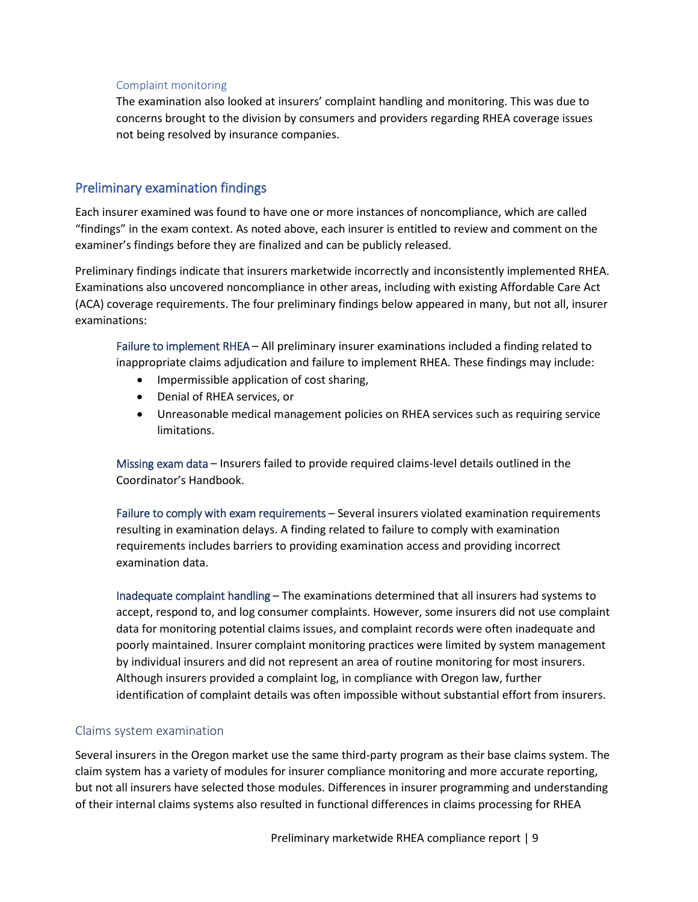### Complaint monitoring

The examination also looked at insurers' complaint handling and monitoring. This was due to concerns brought to the division by consumers and providers regarding RHEA coverage issues not being resolved by insurance companies.

## Preliminary examination findings

Each insurer examined was found to have one or more instances of noncompliance, which are called "findings" in the exam context. As noted above, each insurer is entitled to review and comment on the examiner's findings before they are finalized and can be publicly released.

Preliminary findings indicate that insurers marketwide incorrectly and inconsistently implemented RHEA. Examinations also uncovered noncompliance in other areas, including with existing Affordable Care Act (ACA) coverage requirements. The four preliminary findings below appeared in many, but not all, insurer examinations:

**Failure to implement RHEA** – All preliminary insurer examinations included a finding related to inappropriate claims adjudication and failure to implement RHEA. These findings may include:

- Impermissible application of cost sharing,
- Denial of RHEA services, or
- Unreasonable medical management policies on RHEA services such as requiring service limitations.

**Missing exam data** – Insurers failed to provide required claims-level details outlined in the Coordinator's Handbook.

**Failure to comply with exam requirements** – Several insurers violated examination requirements resulting in examination delays. A finding related to failure to comply with examination requirements includes barriers to providing examination access and providing incorrect examination data.

**Inadequate complaint handling** – The examinations determined that all insurers had systems to accept, respond to, and log consumer complaints. However, some insurers did not use complaint data for monitoring potential claims issues, and complaint records were often inadequate and poorly maintained. Insurer complaint monitoring practices were limited by system management by individual insurers and did not represent an area of routine monitoring for most insurers. Although insurers provided a complaint log, in compliance with Oregon law, further identification of complaint details was often impossible without substantial effort from insurers.

### Claims system examination

Several insurers in the Oregon market use the same third-party program as their base claims system. The claim system has a variety of modules for insurer compliance monitoring and more accurate reporting, but not all insurers have selected those modules. Differences in insurer programming and understanding of their internal claims systems also resulted in functional differences in claims processing for RHEA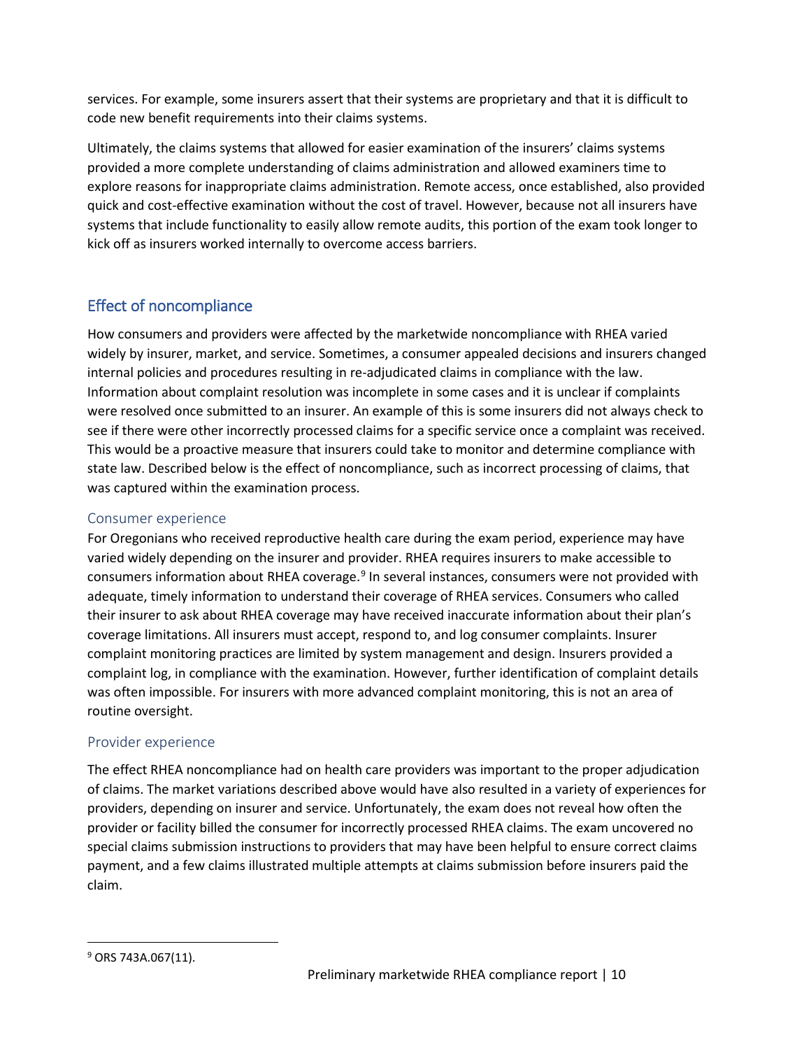services. For example, some insurers assert that their systems are proprietary and that it is difficult to code new benefit requirements into their claims systems.

Ultimately, the claims systems that allowed for easier examination of the insurers' claims systems provided a more complete understanding of claims administration and allowed examiners time to explore reasons for inappropriate claims administration. Remote access, once established, also provided quick and cost-effective examination without the cost of travel. However, because not all insurers have systems that include functionality to easily allow remote audits, this portion of the exam took longer to kick off as insurers worked internally to overcome access barriers.

## Effect of noncompliance

How consumers and providers were affected by the marketwide noncompliance with RHEA varied widely by insurer, market, and service. Sometimes, a consumer appealed decisions and insurers changed internal policies and procedures resulting in re-adjudicated claims in compliance with the law. Information about complaint resolution was incomplete in some cases and it is unclear if complaints were resolved once submitted to an insurer. An example of this is some insurers did not always check to see if there were other incorrectly processed claims for a specific service once a complaint was received. This would be a proactive measure that insurers could take to monitor and determine compliance with state law. Described below is the effect of noncompliance, such as incorrect processing of claims, that was captured within the examination process.

### Consumer experience

For Oregonians who received reproductive health care during the exam period, experience may have varied widely depending on the insurer and provider. RHEA requires insurers to make accessible to consumers information about RHEA coverage.[9] In several instances, consumers were not provided with adequate, timely information to understand their coverage of RHEA services. Consumers who called their insurer to ask about RHEA coverage may have received inaccurate information about their plan's coverage limitations. All insurers must accept, respond to, and log consumer complaints. Insurer complaint monitoring practices are limited by system management and design. Insurers provided a complaint log, in compliance with the examination. However, further identification of complaint details was often impossible. For insurers with more advanced complaint monitoring, this is not an area of routine oversight.

### Provider experience

The effect RHEA noncompliance had on health care providers was important to the proper adjudication of claims. The market variations described above would have also resulted in a variety of experiences for providers, depending on insurer and service. Unfortunately, the exam does not reveal how often the provider or facility billed the consumer for incorrectly processed RHEA claims. The exam uncovered no special claims submission instructions to providers that may have been helpful to ensure correct claims payment, and a few claims illustrated multiple attempts at claims submission before insurers paid the claim.

---

[9] ORS 743A.067(11).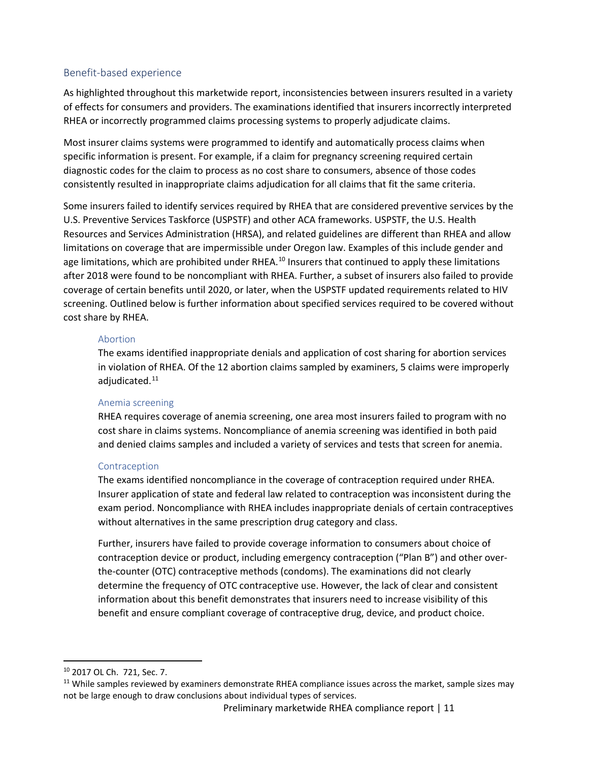## Benefit-based experience

As highlighted throughout this marketwide report, inconsistencies between insurers resulted in a variety of effects for consumers and providers. The examinations identified that insurers incorrectly interpreted RHEA or incorrectly programmed claims processing systems to properly adjudicate claims.

Most insurer claims systems were programmed to identify and automatically process claims when specific information is present. For example, if a claim for pregnancy screening required certain diagnostic codes for the claim to process as no cost share to consumers, absence of those codes consistently resulted in inappropriate claims adjudication for all claims that fit the same criteria.

Some insurers failed to identify services required by RHEA that are considered preventive services by the U.S. Preventive Services Taskforce (USPSTF) and other ACA frameworks. USPSTF, the U.S. Health Resources and Services Administration (HRSA), and related guidelines are different than RHEA and allow limitations on coverage that are impermissible under Oregon law. Examples of this include gender and age limitations, which are prohibited under RHEA.[10] Insurers that continued to apply these limitations after 2018 were found to be noncompliant with RHEA. Further, a subset of insurers also failed to provide coverage of certain benefits until 2020, or later, when the USPSTF updated requirements related to HIV screening. Outlined below is further information about specified services required to be covered without cost share by RHEA.

### Abortion

The exams identified inappropriate denials and application of cost sharing for abortion services in violation of RHEA. Of the 12 abortion claims sampled by examiners, 5 claims were improperly adjudicated.[11]

### Anemia screening

RHEA requires coverage of anemia screening, one area most insurers failed to program with no cost share in claims systems. Noncompliance of anemia screening was identified in both paid and denied claims samples and included a variety of services and tests that screen for anemia.

### Contraception

The exams identified noncompliance in the coverage of contraception required under RHEA. Insurer application of state and federal law related to contraception was inconsistent during the exam period. Noncompliance with RHEA includes inappropriate denials of certain contraceptives without alternatives in the same prescription drug category and class.

Further, insurers have failed to provide coverage information to consumers about choice of contraception device or product, including emergency contraception ("Plan B") and other over-the-counter (OTC) contraceptive methods (condoms). The examinations did not clearly determine the frequency of OTC contraceptive use. However, the lack of clear and consistent information about this benefit demonstrates that insurers need to increase visibility of this benefit and ensure compliant coverage of contraceptive drug, device, and product choice.

---

[10] 2017 OL Ch. 721, Sec. 7.

[11] While samples reviewed by examiners demonstrate RHEA compliance issues across the market, sample sizes may not be large enough to draw conclusions about individual types of services.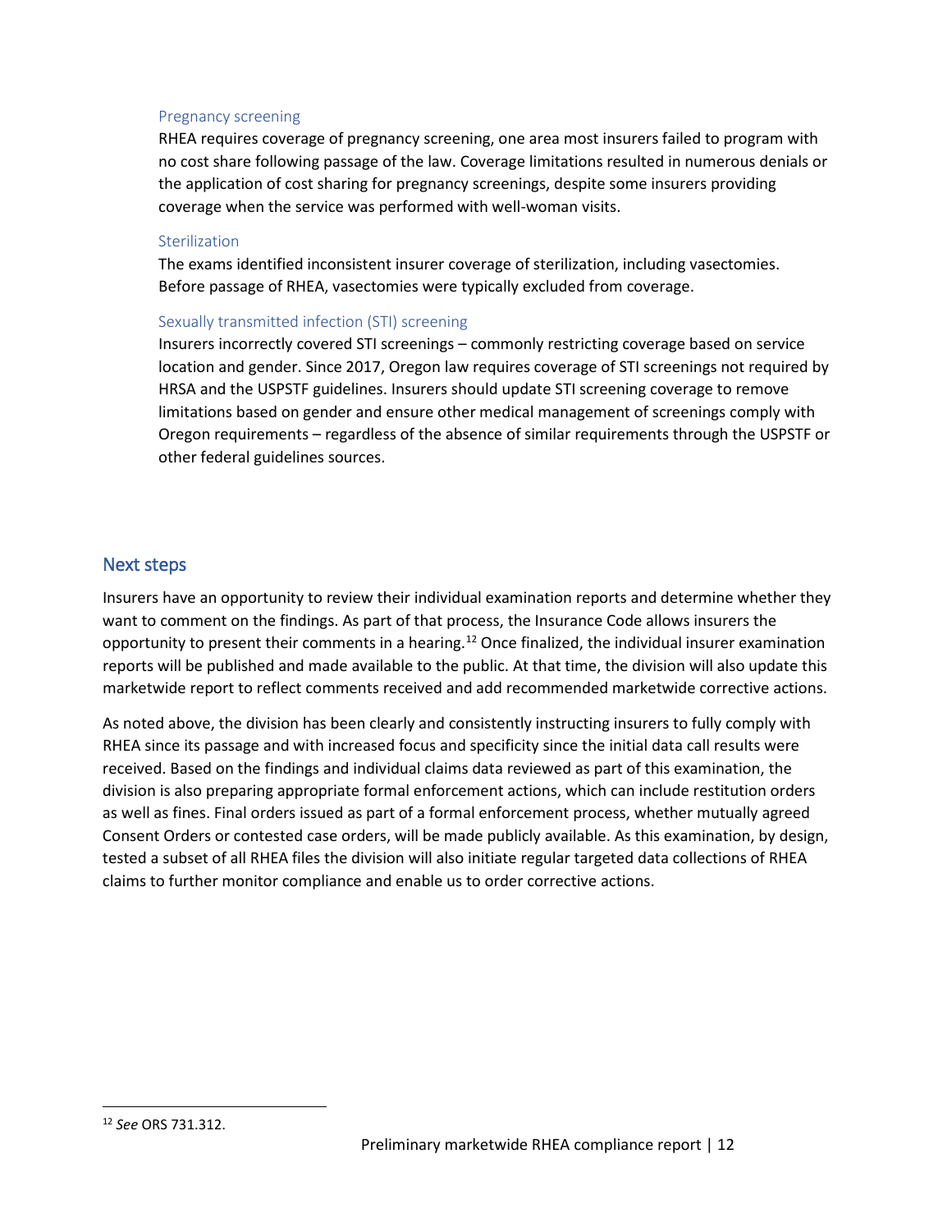### Pregnancy screening

RHEA requires coverage of pregnancy screening, one area most insurers failed to program with no cost share following passage of the law. Coverage limitations resulted in numerous denials or the application of cost sharing for pregnancy screenings, despite some insurers providing coverage when the service was performed with well-woman visits.

### Sterilization

The exams identified inconsistent insurer coverage of sterilization, including vasectomies. Before passage of RHEA, vasectomies were typically excluded from coverage.

### Sexually transmitted infection (STI) screening

Insurers incorrectly covered STI screenings – commonly restricting coverage based on service location and gender. Since 2017, Oregon law requires coverage of STI screenings not required by HRSA and the USPSTF guidelines. Insurers should update STI screening coverage to remove limitations based on gender and ensure other medical management of screenings comply with Oregon requirements – regardless of the absence of similar requirements through the USPSTF or other federal guidelines sources.

## Next steps

Insurers have an opportunity to review their individual examination reports and determine whether they want to comment on the findings. As part of that process, the Insurance Code allows insurers the opportunity to present their comments in a hearing.[12] Once finalized, the individual insurer examination reports will be published and made available to the public. At that time, the division will also update this marketwide report to reflect comments received and add recommended marketwide corrective actions.

As noted above, the division has been clearly and consistently instructing insurers to fully comply with RHEA since its passage and with increased focus and specificity since the initial data call results were received. Based on the findings and individual claims data reviewed as part of this examination, the division is also preparing appropriate formal enforcement actions, which can include restitution orders as well as fines. Final orders issued as part of a formal enforcement process, whether mutually agreed Consent Orders or contested case orders, will be made publicly available. As this examination, by design, tested a subset of all RHEA files the division will also initiate regular targeted data collections of RHEA claims to further monitor compliance and enable us to order corrective actions.

[12] *See* ORS 731.312.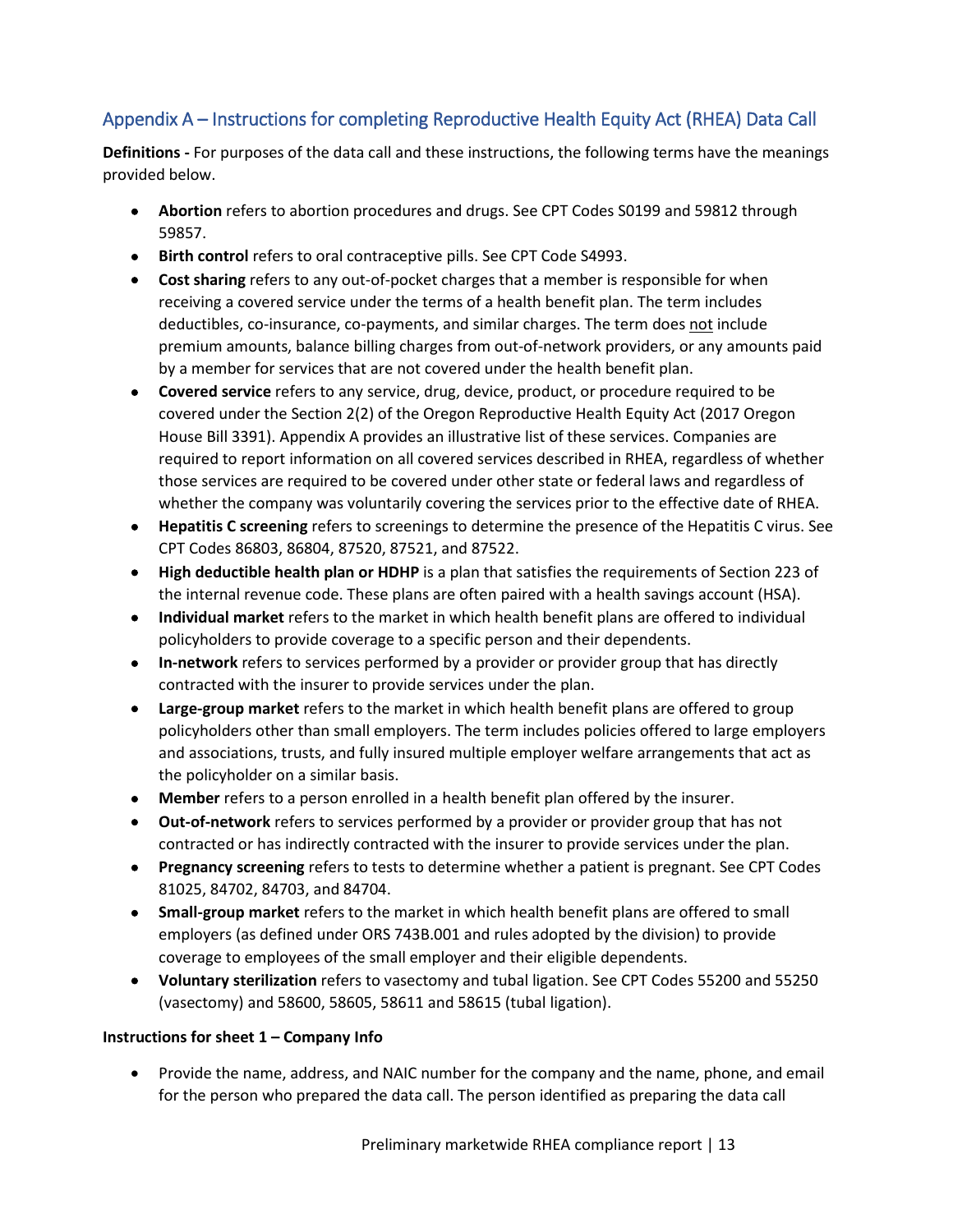## Appendix A – Instructions for completing Reproductive Health Equity Act (RHEA) Data Call

**Definitions -** For purposes of the data call and these instructions, the following terms have the meanings provided below.

- **Abortion** refers to abortion procedures and drugs. See CPT Codes S0199 and 59812 through 59857.
- **Birth control** refers to oral contraceptive pills. See CPT Code S4993.
- **Cost sharing** refers to any out-of-pocket charges that a member is responsible for when receiving a covered service under the terms of a health benefit plan. The term includes deductibles, co-insurance, co-payments, and similar charges. The term does not include premium amounts, balance billing charges from out-of-network providers, or any amounts paid by a member for services that are not covered under the health benefit plan.
- **Covered service** refers to any service, drug, device, product, or procedure required to be covered under the Section 2(2) of the Oregon Reproductive Health Equity Act (2017 Oregon House Bill 3391). Appendix A provides an illustrative list of these services. Companies are required to report information on all covered services described in RHEA, regardless of whether those services are required to be covered under other state or federal laws and regardless of whether the company was voluntarily covering the services prior to the effective date of RHEA.
- **Hepatitis C screening** refers to screenings to determine the presence of the Hepatitis C virus. See CPT Codes 86803, 86804, 87520, 87521, and 87522.
- **High deductible health plan or HDHP** is a plan that satisfies the requirements of Section 223 of the internal revenue code. These plans are often paired with a health savings account (HSA).
- **Individual market** refers to the market in which health benefit plans are offered to individual policyholders to provide coverage to a specific person and their dependents.
- **In-network** refers to services performed by a provider or provider group that has directly contracted with the insurer to provide services under the plan.
- **Large-group market** refers to the market in which health benefit plans are offered to group policyholders other than small employers. The term includes policies offered to large employers and associations, trusts, and fully insured multiple employer welfare arrangements that act as the policyholder on a similar basis.
- **Member** refers to a person enrolled in a health benefit plan offered by the insurer.
- **Out-of-network** refers to services performed by a provider or provider group that has not contracted or has indirectly contracted with the insurer to provide services under the plan.
- **Pregnancy screening** refers to tests to determine whether a patient is pregnant. See CPT Codes 81025, 84702, 84703, and 84704.
- **Small-group market** refers to the market in which health benefit plans are offered to small employers (as defined under ORS 743B.001 and rules adopted by the division) to provide coverage to employees of the small employer and their eligible dependents.
- **Voluntary sterilization** refers to vasectomy and tubal ligation. See CPT Codes 55200 and 55250 (vasectomy) and 58600, 58605, 58611 and 58615 (tubal ligation).

**Instructions for sheet 1 – Company Info**

- Provide the name, address, and NAIC number for the company and the name, phone, and email for the person who prepared the data call. The person identified as preparing the data call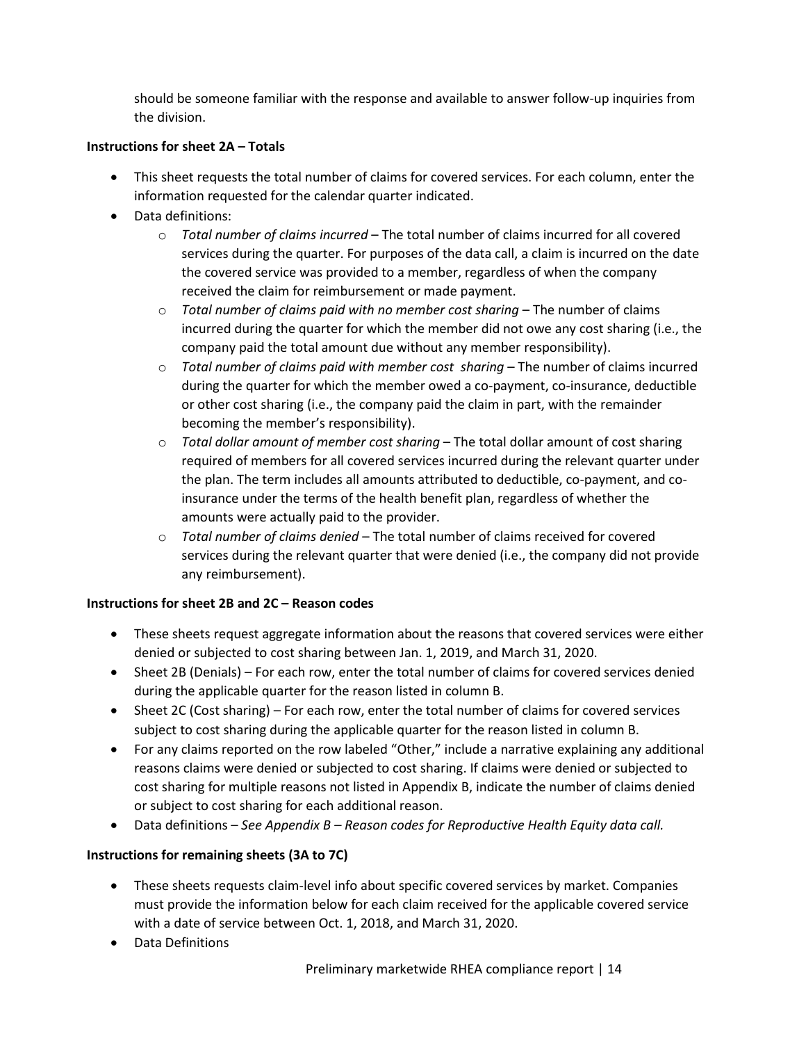should be someone familiar with the response and available to answer follow-up inquiries from the division.

**Instructions for sheet 2A – Totals**

- This sheet requests the total number of claims for covered services. For each column, enter the information requested for the calendar quarter indicated.
- Data definitions:
  - *Total number of claims incurred* – The total number of claims incurred for all covered services during the quarter. For purposes of the data call, a claim is incurred on the date the covered service was provided to a member, regardless of when the company received the claim for reimbursement or made payment.
  - *Total number of claims paid with no member cost sharing* – The number of claims incurred during the quarter for which the member did not owe any cost sharing (i.e., the company paid the total amount due without any member responsibility).
  - *Total number of claims paid with member cost sharing* – The number of claims incurred during the quarter for which the member owed a co-payment, co-insurance, deductible or other cost sharing (i.e., the company paid the claim in part, with the remainder becoming the member's responsibility).
  - *Total dollar amount of member cost sharing* – The total dollar amount of cost sharing required of members for all covered services incurred during the relevant quarter under the plan. The term includes all amounts attributed to deductible, co-payment, and co-insurance under the terms of the health benefit plan, regardless of whether the amounts were actually paid to the provider.
  - *Total number of claims denied* – The total number of claims received for covered services during the relevant quarter that were denied (i.e., the company did not provide any reimbursement).

**Instructions for sheet 2B and 2C – Reason codes**

- These sheets request aggregate information about the reasons that covered services were either denied or subjected to cost sharing between Jan. 1, 2019, and March 31, 2020.
- Sheet 2B (Denials) – For each row, enter the total number of claims for covered services denied during the applicable quarter for the reason listed in column B.
- Sheet 2C (Cost sharing) – For each row, enter the total number of claims for covered services subject to cost sharing during the applicable quarter for the reason listed in column B.
- For any claims reported on the row labeled "Other," include a narrative explaining any additional reasons claims were denied or subjected to cost sharing. If claims were denied or subjected to cost sharing for multiple reasons not listed in Appendix B, indicate the number of claims denied or subject to cost sharing for each additional reason.
- Data definitions – *See Appendix B – Reason codes for Reproductive Health Equity data call.*

**Instructions for remaining sheets (3A to 7C)**

- These sheets requests claim-level info about specific covered services by market. Companies must provide the information below for each claim received for the applicable covered service with a date of service between Oct. 1, 2018, and March 31, 2020.
- Data Definitions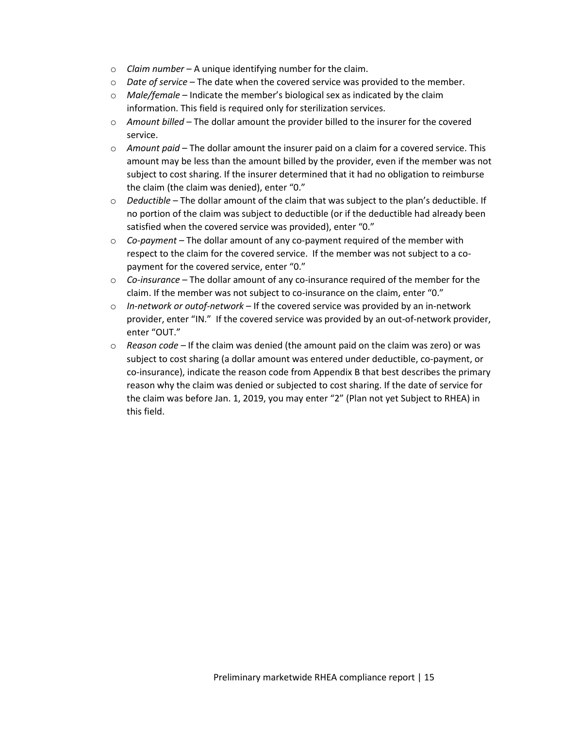- *Claim number* – A unique identifying number for the claim.
- *Date of service* – The date when the covered service was provided to the member.
- *Male/female* – Indicate the member's biological sex as indicated by the claim information. This field is required only for sterilization services.
- *Amount billed* – The dollar amount the provider billed to the insurer for the covered service.
- *Amount paid* – The dollar amount the insurer paid on a claim for a covered service. This amount may be less than the amount billed by the provider, even if the member was not subject to cost sharing. If the insurer determined that it had no obligation to reimburse the claim (the claim was denied), enter "0."
- *Deductible* – The dollar amount of the claim that was subject to the plan's deductible. If no portion of the claim was subject to deductible (or if the deductible had already been satisfied when the covered service was provided), enter "0."
- *Co-payment* – The dollar amount of any co-payment required of the member with respect to the claim for the covered service. If the member was not subject to a co-payment for the covered service, enter "0."
- *Co-insurance* – The dollar amount of any co-insurance required of the member for the claim. If the member was not subject to co-insurance on the claim, enter "0."
- *In-network or outof-network* – If the covered service was provided by an in-network provider, enter "IN." If the covered service was provided by an out-of-network provider, enter "OUT."
- *Reason code* – If the claim was denied (the amount paid on the claim was zero) or was subject to cost sharing (a dollar amount was entered under deductible, co-payment, or co-insurance), indicate the reason code from Appendix B that best describes the primary reason why the claim was denied or subjected to cost sharing. If the date of service for the claim was before Jan. 1, 2019, you may enter "2" (Plan not yet Subject to RHEA) in this field.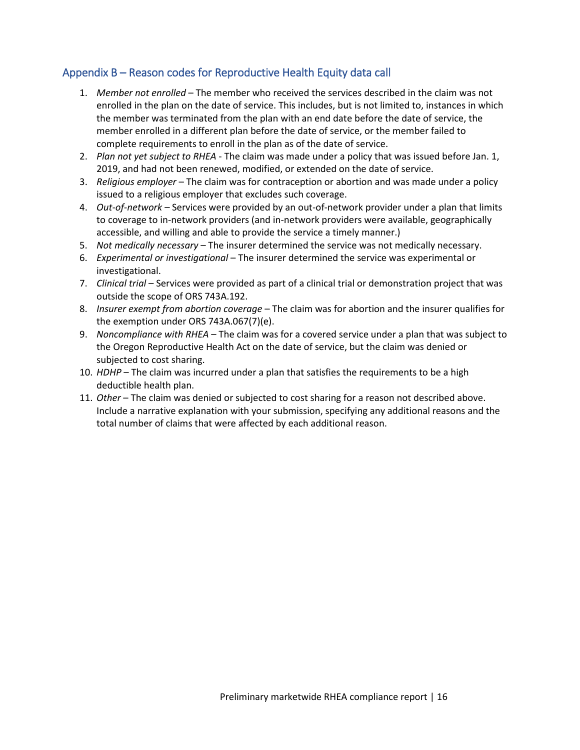## Appendix B – Reason codes for Reproductive Health Equity data call

1. *Member not enrolled* – The member who received the services described in the claim was not enrolled in the plan on the date of service. This includes, but is not limited to, instances in which the member was terminated from the plan with an end date before the date of service, the member enrolled in a different plan before the date of service, or the member failed to complete requirements to enroll in the plan as of the date of service.
2. *Plan not yet subject to RHEA* - The claim was made under a policy that was issued before Jan. 1, 2019, and had not been renewed, modified, or extended on the date of service.
3. *Religious employer* – The claim was for contraception or abortion and was made under a policy issued to a religious employer that excludes such coverage.
4. *Out-of-network* – Services were provided by an out-of-network provider under a plan that limits to coverage to in-network providers (and in-network providers were available, geographically accessible, and willing and able to provide the service a timely manner.)
5. *Not medically necessary* – The insurer determined the service was not medically necessary.
6. *Experimental or investigational* – The insurer determined the service was experimental or investigational.
7. *Clinical trial* – Services were provided as part of a clinical trial or demonstration project that was outside the scope of ORS 743A.192.
8. *Insurer exempt from abortion coverage* – The claim was for abortion and the insurer qualifies for the exemption under ORS 743A.067(7)(e).
9. *Noncompliance with RHEA* – The claim was for a covered service under a plan that was subject to the Oregon Reproductive Health Act on the date of service, but the claim was denied or subjected to cost sharing.
10. *HDHP* – The claim was incurred under a plan that satisfies the requirements to be a high deductible health plan.
11. *Other* – The claim was denied or subjected to cost sharing for a reason not described above. Include a narrative explanation with your submission, specifying any additional reasons and the total number of claims that were affected by each additional reason.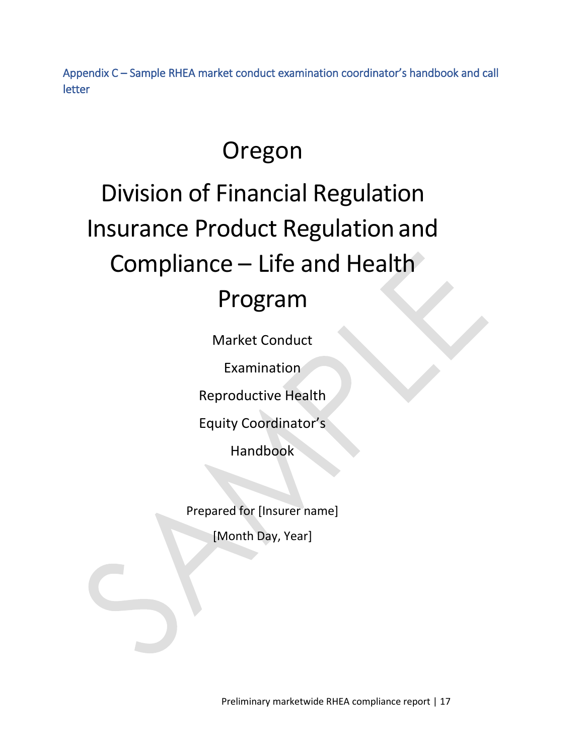## Appendix C – Sample RHEA market conduct examination coordinator's handbook and call letter

# Oregon

# Division of Financial Regulation Insurance Product Regulation and Compliance – Life and Health Program

Market Conduct

Examination

Reproductive Health

Equity Coordinator's

Handbook

Prepared for [Insurer name]

[Month Day, Year]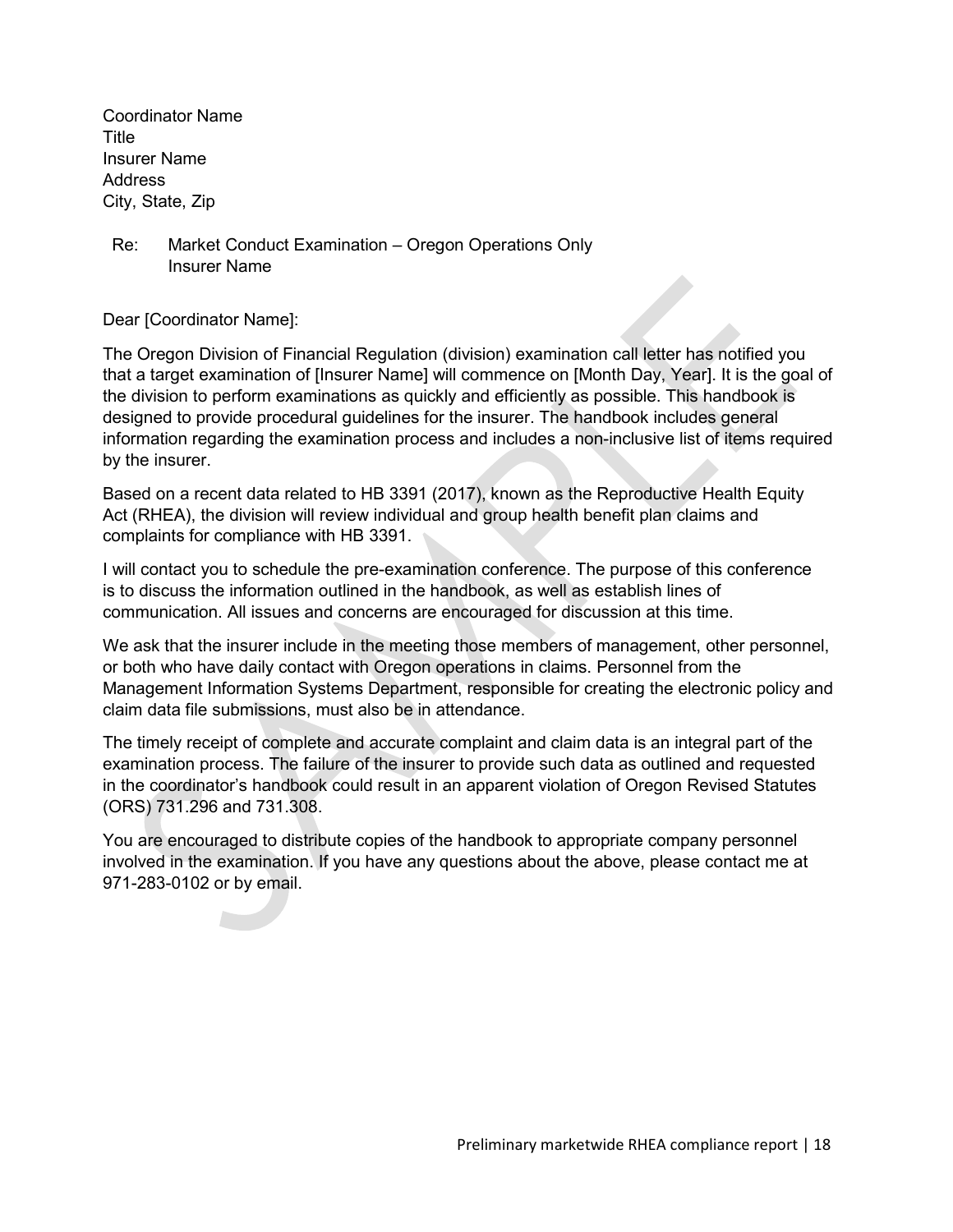Coordinator Name
Title
Insurer Name
Address
City, State, Zip

Re: Market Conduct Examination – Oregon Operations Only
Insurer Name

Dear [Coordinator Name]:

The Oregon Division of Financial Regulation (division) examination call letter has notified you that a target examination of [Insurer Name] will commence on [Month Day, Year]. It is the goal of the division to perform examinations as quickly and efficiently as possible. This handbook is designed to provide procedural guidelines for the insurer. The handbook includes general information regarding the examination process and includes a non-inclusive list of items required by the insurer.

Based on a recent data related to HB 3391 (2017), known as the Reproductive Health Equity Act (RHEA), the division will review individual and group health benefit plan claims and complaints for compliance with HB 3391.

I will contact you to schedule the pre-examination conference. The purpose of this conference is to discuss the information outlined in the handbook, as well as establish lines of communication. All issues and concerns are encouraged for discussion at this time.

We ask that the insurer include in the meeting those members of management, other personnel, or both who have daily contact with Oregon operations in claims. Personnel from the Management Information Systems Department, responsible for creating the electronic policy and claim data file submissions, must also be in attendance.

The timely receipt of complete and accurate complaint and claim data is an integral part of the examination process. The failure of the insurer to provide such data as outlined and requested in the coordinator's handbook could result in an apparent violation of Oregon Revised Statutes (ORS) 731.296 and 731.308.

You are encouraged to distribute copies of the handbook to appropriate company personnel involved in the examination. If you have any questions about the above, please contact me at 971-283-0102 or by email.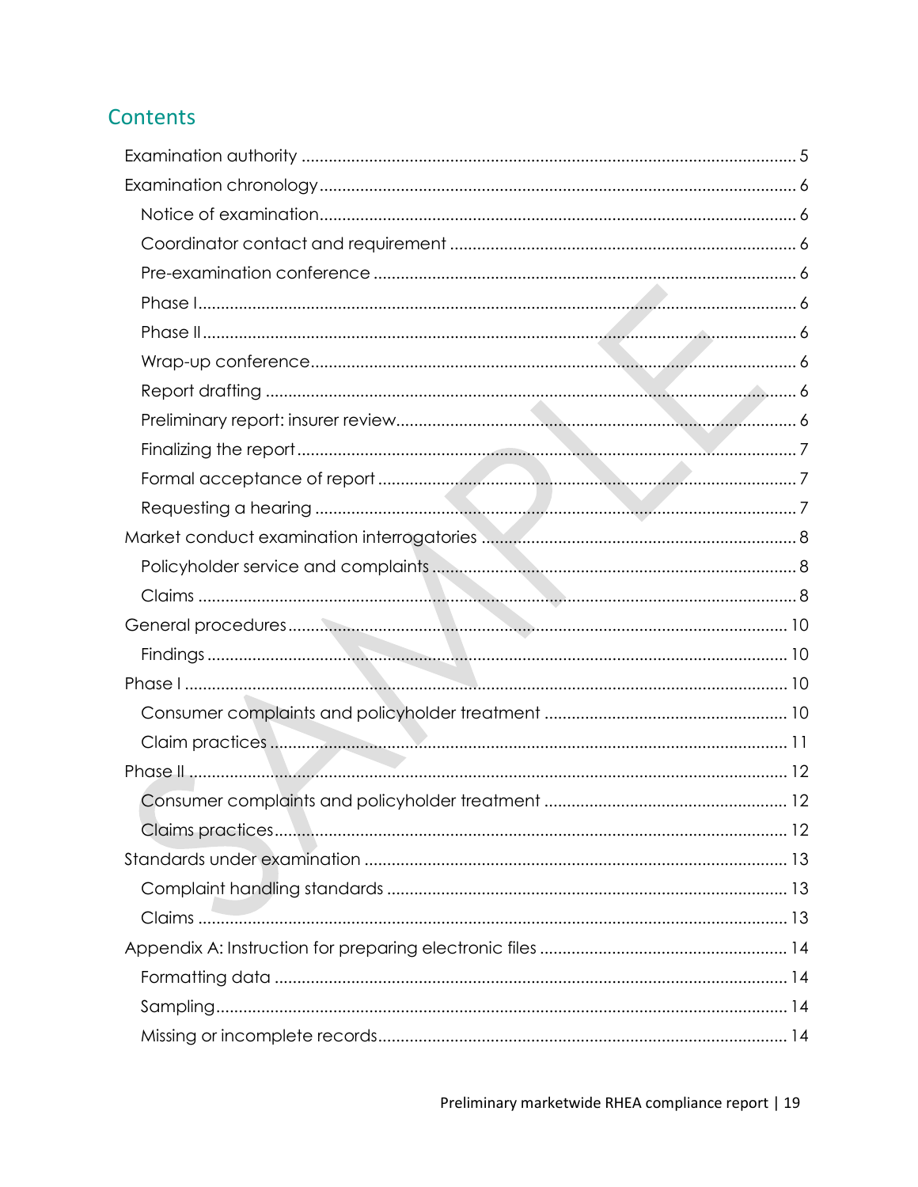## Contents

- Examination authority ..... 5
- Examination chronology ..... 6
  - Notice of examination ..... 6
  - Coordinator contact and requirement ..... 6
  - Pre-examination conference ..... 6
  - Phase I ..... 6
  - Phase II ..... 6
  - Wrap-up conference ..... 6
  - Report drafting ..... 6
  - Preliminary report: insurer review ..... 6
  - Finalizing the report ..... 7
  - Formal acceptance of report ..... 7
  - Requesting a hearing ..... 7
- Market conduct examination interrogatories ..... 8
  - Policyholder service and complaints ..... 8
  - Claims ..... 8
- General procedures ..... 10
  - Findings ..... 10
- Phase I ..... 10
  - Consumer complaints and policyholder treatment ..... 10
  - Claim practices ..... 11
- Phase II ..... 12
  - Consumer complaints and policyholder treatment ..... 12
  - Claims practices ..... 12
- Standards under examination ..... 13
  - Complaint handling standards ..... 13
  - Claims ..... 13
- Appendix A: Instruction for preparing electronic files ..... 14
  - Formatting data ..... 14
  - Sampling ..... 14
  - Missing or incomplete records ..... 14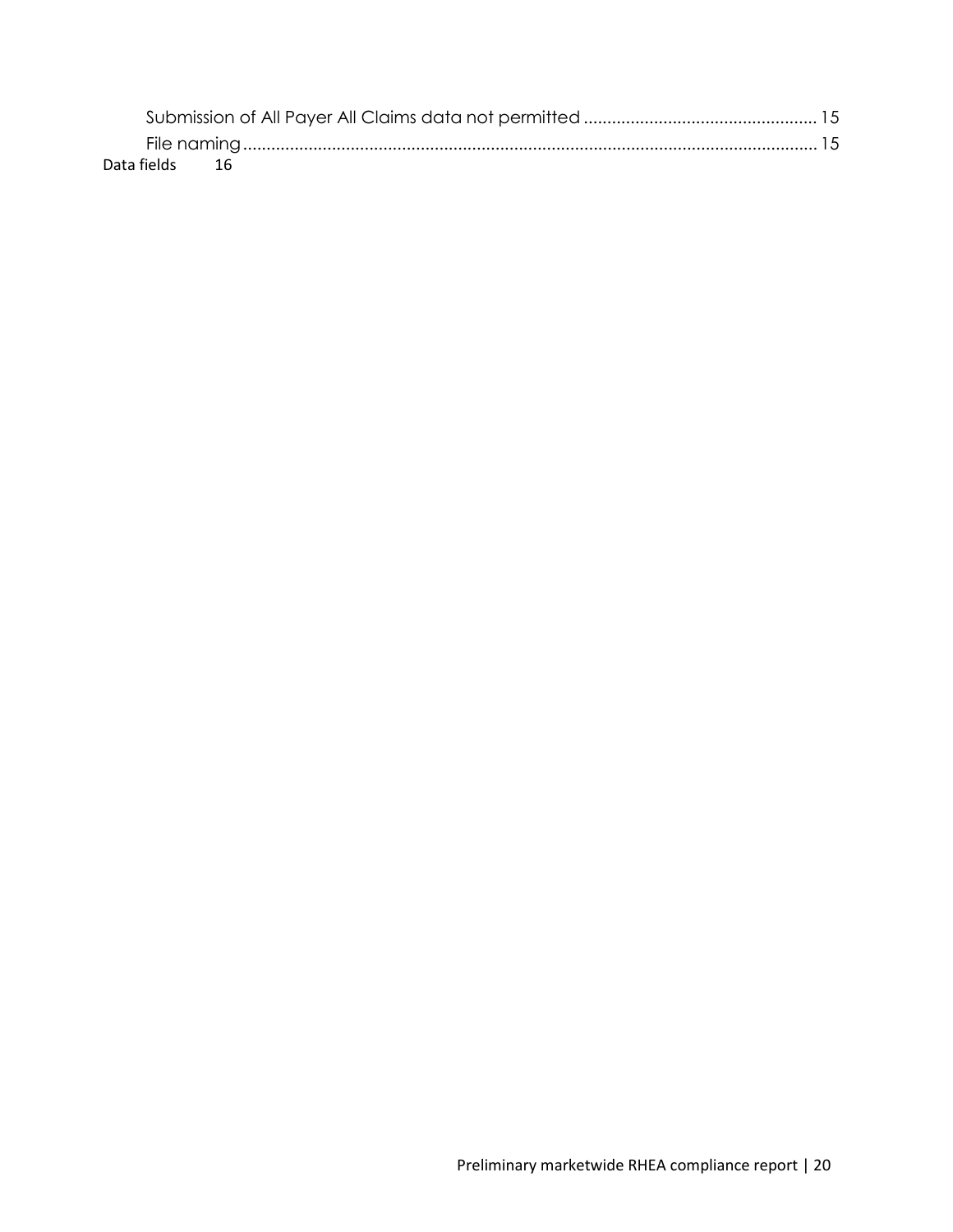Submission of All Payer All Claims data not permitted ................................................. 15

File naming ........................................................................................................................ 15

Data fields 16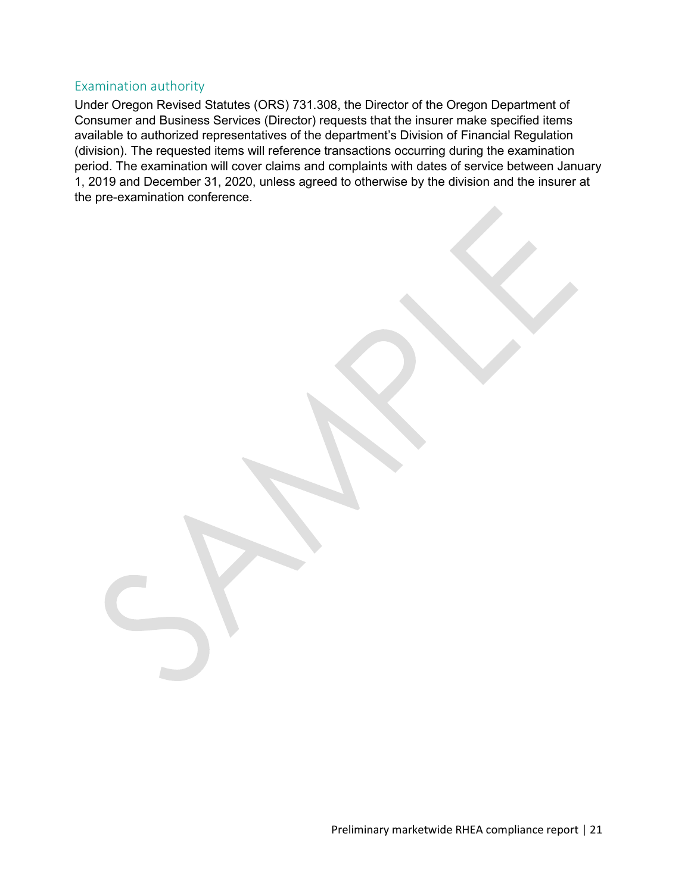## Examination authority

Under Oregon Revised Statutes (ORS) 731.308, the Director of the Oregon Department of Consumer and Business Services (Director) requests that the insurer make specified items available to authorized representatives of the department's Division of Financial Regulation (division). The requested items will reference transactions occurring during the examination period. The examination will cover claims and complaints with dates of service between January 1, 2019 and December 31, 2020, unless agreed to otherwise by the division and the insurer at the pre-examination conference.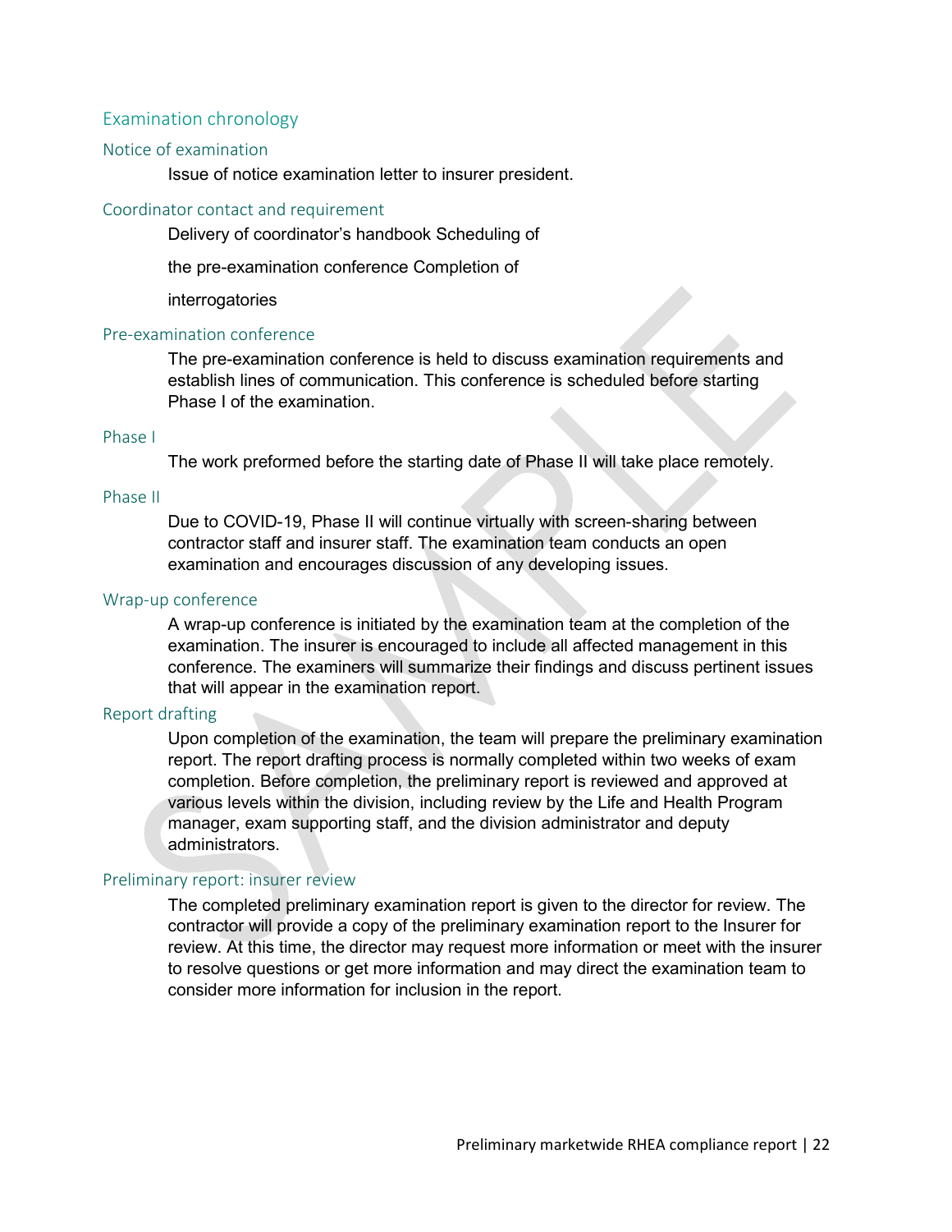## Examination chronology

### Notice of examination

Issue of notice examination letter to insurer president.

### Coordinator contact and requirement

Delivery of coordinator's handbook Scheduling of

the pre-examination conference Completion of

interrogatories

### Pre-examination conference

The pre-examination conference is held to discuss examination requirements and establish lines of communication. This conference is scheduled before starting Phase I of the examination.

### Phase I

The work preformed before the starting date of Phase II will take place remotely.

### Phase II

Due to COVID-19, Phase II will continue virtually with screen-sharing between contractor staff and insurer staff. The examination team conducts an open examination and encourages discussion of any developing issues.

### Wrap-up conference

A wrap-up conference is initiated by the examination team at the completion of the examination. The insurer is encouraged to include all affected management in this conference. The examiners will summarize their findings and discuss pertinent issues that will appear in the examination report.

### Report drafting

Upon completion of the examination, the team will prepare the preliminary examination report. The report drafting process is normally completed within two weeks of exam completion. Before completion, the preliminary report is reviewed and approved at various levels within the division, including review by the Life and Health Program manager, exam supporting staff, and the division administrator and deputy administrators.

### Preliminary report: insurer review

The completed preliminary examination report is given to the director for review. The contractor will provide a copy of the preliminary examination report to the Insurer for review. At this time, the director may request more information or meet with the insurer to resolve questions or get more information and may direct the examination team to consider more information for inclusion in the report.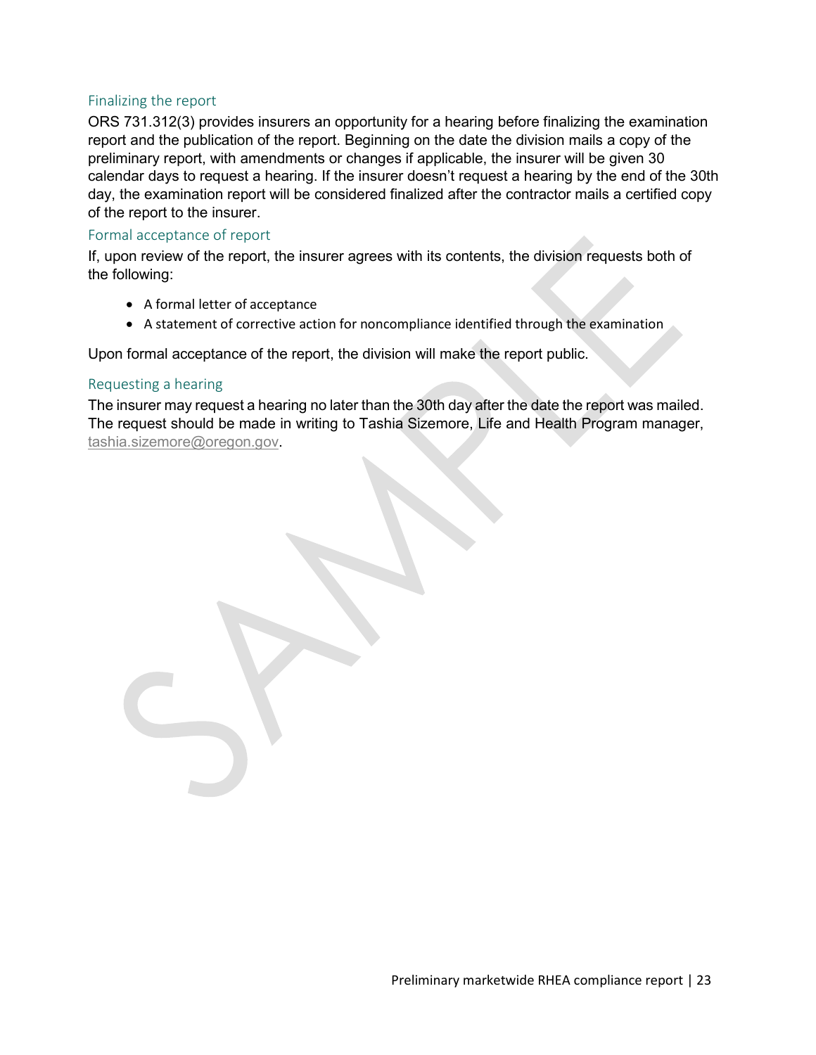### Finalizing the report

ORS 731.312(3) provides insurers an opportunity for a hearing before finalizing the examination report and the publication of the report. Beginning on the date the division mails a copy of the preliminary report, with amendments or changes if applicable, the insurer will be given 30 calendar days to request a hearing. If the insurer doesn't request a hearing by the end of the 30th day, the examination report will be considered finalized after the contractor mails a certified copy of the report to the insurer.

### Formal acceptance of report

If, upon review of the report, the insurer agrees with its contents, the division requests both of the following:

- A formal letter of acceptance
- A statement of corrective action for noncompliance identified through the examination

Upon formal acceptance of the report, the division will make the report public.

### Requesting a hearing

The insurer may request a hearing no later than the 30th day after the date the report was mailed. The request should be made in writing to Tashia Sizemore, Life and Health Program manager, tashia.sizemore@oregon.gov.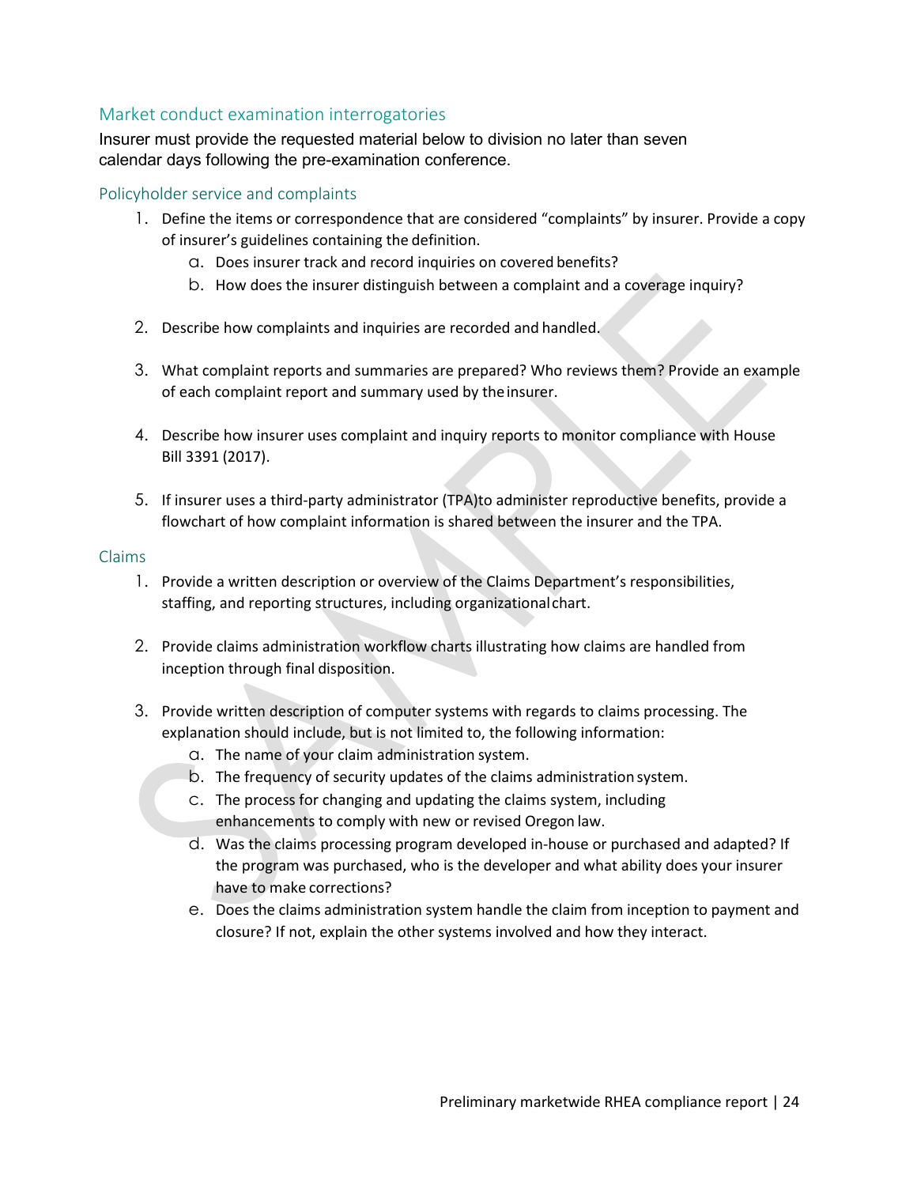## Market conduct examination interrogatories

Insurer must provide the requested material below to division no later than seven calendar days following the pre-examination conference.

### Policyholder service and complaints

1. Define the items or correspondence that are considered "complaints" by insurer. Provide a copy of insurer's guidelines containing the definition.
   a. Does insurer track and record inquiries on covered benefits?
   b. How does the insurer distinguish between a complaint and a coverage inquiry?

2. Describe how complaints and inquiries are recorded and handled.

3. What complaint reports and summaries are prepared? Who reviews them? Provide an example of each complaint report and summary used by the insurer.

4. Describe how insurer uses complaint and inquiry reports to monitor compliance with House Bill 3391 (2017).

5. If insurer uses a third-party administrator (TPA)to administer reproductive benefits, provide a flowchart of how complaint information is shared between the insurer and the TPA.

### Claims

1. Provide a written description or overview of the Claims Department's responsibilities, staffing, and reporting structures, including organizational chart.

2. Provide claims administration workflow charts illustrating how claims are handled from inception through final disposition.

3. Provide written description of computer systems with regards to claims processing. The explanation should include, but is not limited to, the following information:
   a. The name of your claim administration system.
   b. The frequency of security updates of the claims administration system.
   c. The process for changing and updating the claims system, including enhancements to comply with new or revised Oregon law.
   d. Was the claims processing program developed in-house or purchased and adapted? If the program was purchased, who is the developer and what ability does your insurer have to make corrections?
   e. Does the claims administration system handle the claim from inception to payment and closure? If not, explain the other systems involved and how they interact.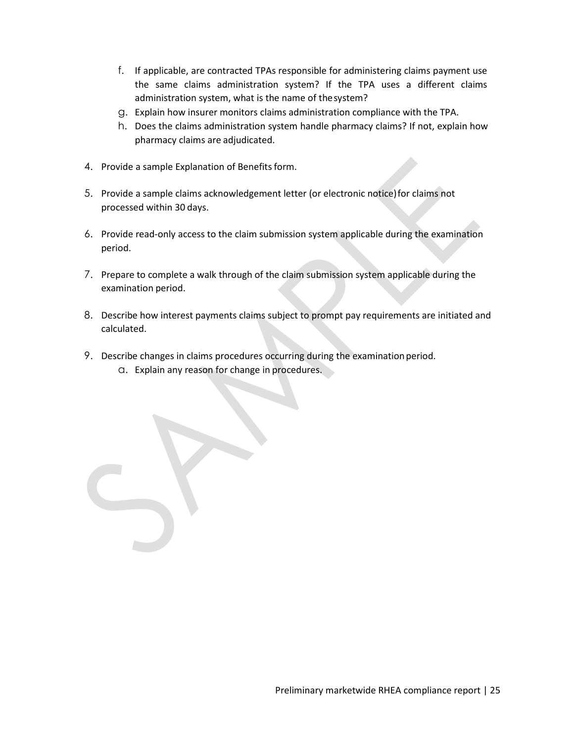f. If applicable, are contracted TPAs responsible for administering claims payment use the same claims administration system? If the TPA uses a different claims administration system, what is the name of the system?
   g. Explain how insurer monitors claims administration compliance with the TPA.
   h. Does the claims administration system handle pharmacy claims? If not, explain how pharmacy claims are adjudicated.

4. Provide a sample Explanation of Benefits form.

5. Provide a sample claims acknowledgement letter (or electronic notice) for claims not processed within 30 days.

6. Provide read-only access to the claim submission system applicable during the examination period.

7. Prepare to complete a walk through of the claim submission system applicable during the examination period.

8. Describe how interest payments claims subject to prompt pay requirements are initiated and calculated.

9. Describe changes in claims procedures occurring during the examination period.
   a. Explain any reason for change in procedures.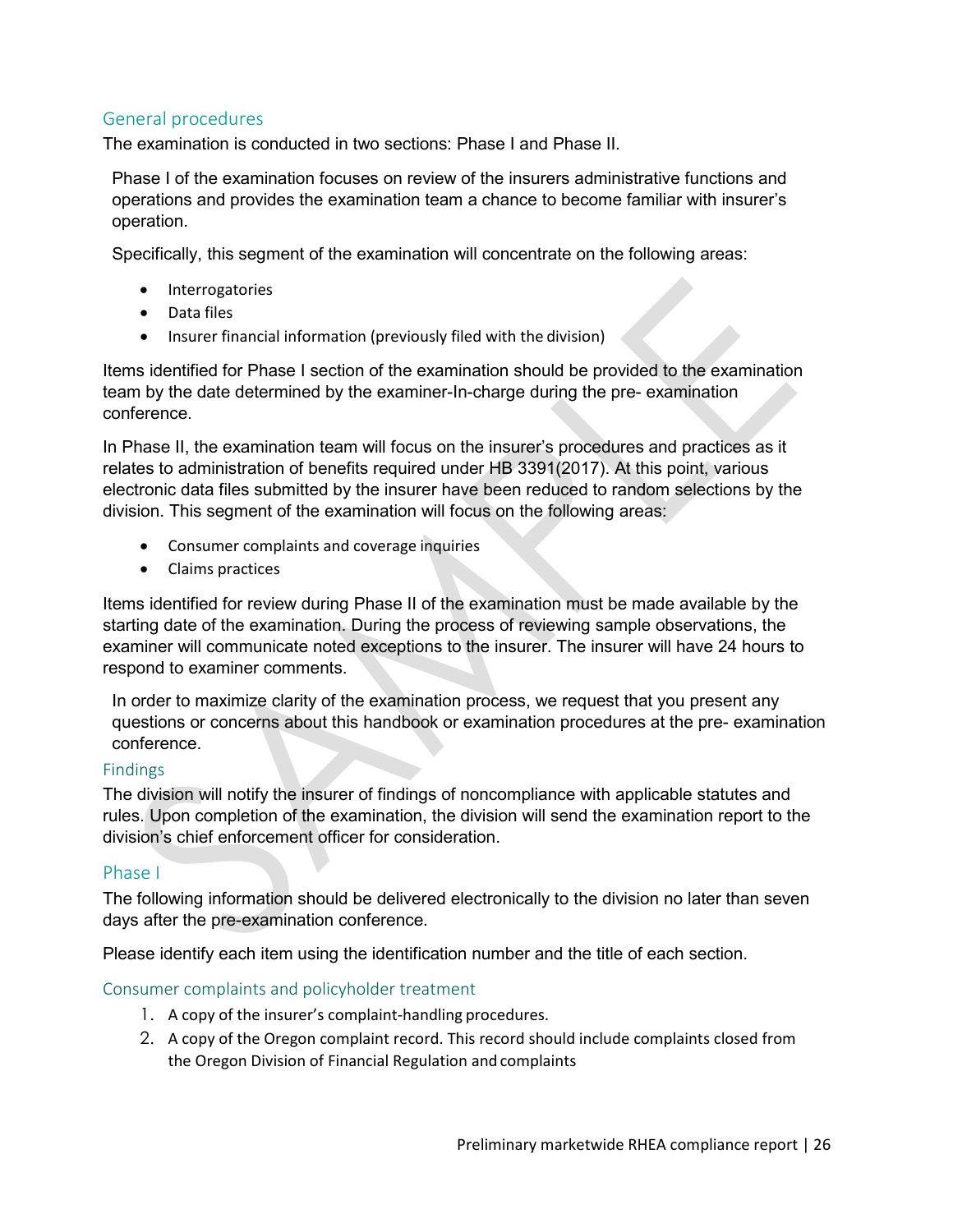## General procedures

The examination is conducted in two sections: Phase I and Phase II.

Phase I of the examination focuses on review of the insurers administrative functions and operations and provides the examination team a chance to become familiar with insurer's operation.

Specifically, this segment of the examination will concentrate on the following areas:

- Interrogatories
- Data files
- Insurer financial information (previously filed with the division)

Items identified for Phase I section of the examination should be provided to the examination team by the date determined by the examiner-In-charge during the pre- examination conference.

In Phase II, the examination team will focus on the insurer's procedures and practices as it relates to administration of benefits required under HB 3391(2017). At this point, various electronic data files submitted by the insurer have been reduced to random selections by the division. This segment of the examination will focus on the following areas:

- Consumer complaints and coverage inquiries
- Claims practices

Items identified for review during Phase II of the examination must be made available by the starting date of the examination. During the process of reviewing sample observations, the examiner will communicate noted exceptions to the insurer. The insurer will have 24 hours to respond to examiner comments.

In order to maximize clarity of the examination process, we request that you present any questions or concerns about this handbook or examination procedures at the pre- examination conference.

## Findings

The division will notify the insurer of findings of noncompliance with applicable statutes and rules. Upon completion of the examination, the division will send the examination report to the division's chief enforcement officer for consideration.

## Phase I

The following information should be delivered electronically to the division no later than seven days after the pre-examination conference.

Please identify each item using the identification number and the title of each section.

### Consumer complaints and policyholder treatment

1. A copy of the insurer's complaint-handling procedures.
2. A copy of the Oregon complaint record. This record should include complaints closed from the Oregon Division of Financial Regulation and complaints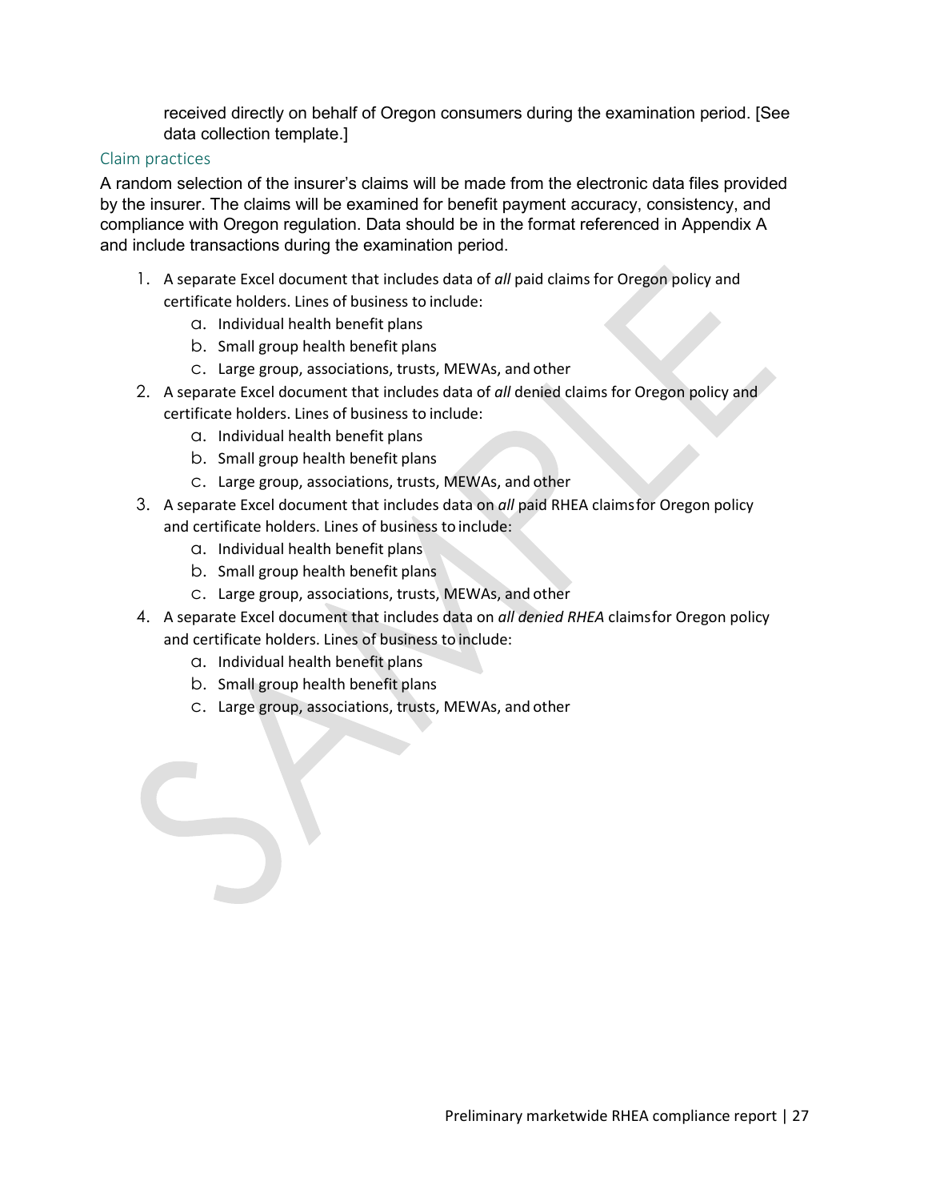received directly on behalf of Oregon consumers during the examination period. [See data collection template.]

### Claim practices

A random selection of the insurer's claims will be made from the electronic data files provided by the insurer. The claims will be examined for benefit payment accuracy, consistency, and compliance with Oregon regulation. Data should be in the format referenced in Appendix A and include transactions during the examination period.

1. A separate Excel document that includes data of *all* paid claims for Oregon policy and certificate holders. Lines of business to include:
   a. Individual health benefit plans
   b. Small group health benefit plans
   c. Large group, associations, trusts, MEWAs, and other
2. A separate Excel document that includes data of *all* denied claims for Oregon policy and certificate holders. Lines of business to include:
   a. Individual health benefit plans
   b. Small group health benefit plans
   c. Large group, associations, trusts, MEWAs, and other
3. A separate Excel document that includes data on *all* paid RHEA claims for Oregon policy and certificate holders. Lines of business to include:
   a. Individual health benefit plans
   b. Small group health benefit plans
   c. Large group, associations, trusts, MEWAs, and other
4. A separate Excel document that includes data on *all denied RHEA* claims for Oregon policy and certificate holders. Lines of business to include:
   a. Individual health benefit plans
   b. Small group health benefit plans
   c. Large group, associations, trusts, MEWAs, and other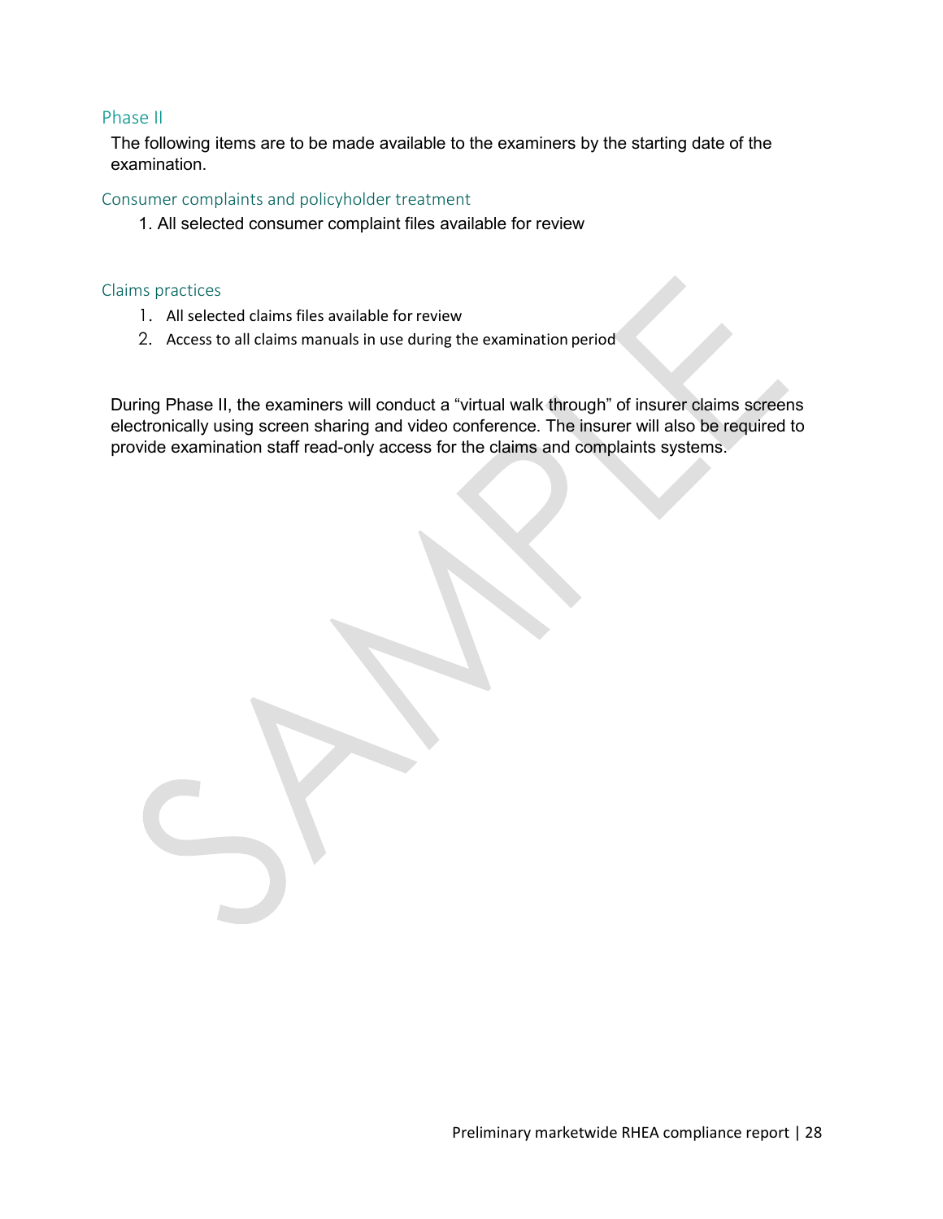## Phase II

The following items are to be made available to the examiners by the starting date of the examination.

### Consumer complaints and policyholder treatment

1. All selected consumer complaint files available for review

### Claims practices

1. All selected claims files available for review
2. Access to all claims manuals in use during the examination period

During Phase II, the examiners will conduct a “virtual walk through” of insurer claims screens electronically using screen sharing and video conference. The insurer will also be required to provide examination staff read-only access for the claims and complaints systems.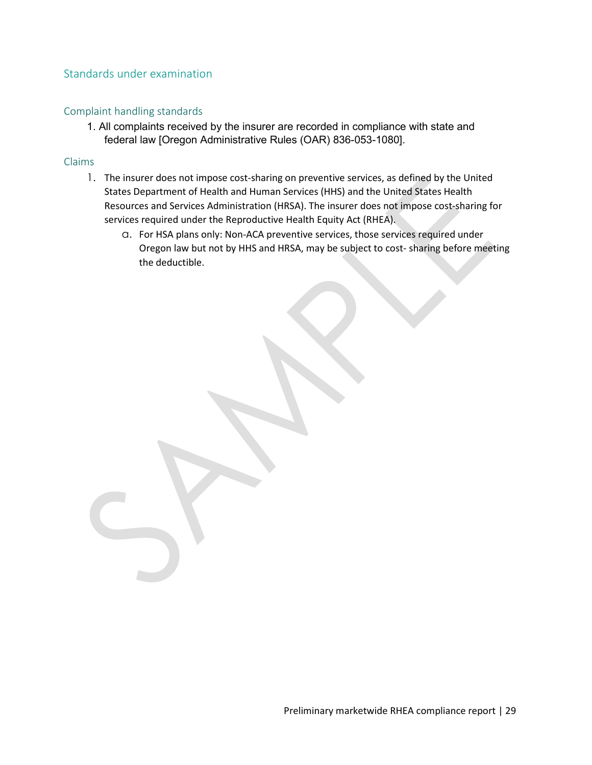## Standards under examination

### Complaint handling standards

1. All complaints received by the insurer are recorded in compliance with state and federal law [Oregon Administrative Rules (OAR) 836-053-1080].

### Claims

1. The insurer does not impose cost-sharing on preventive services, as defined by the United States Department of Health and Human Services (HHS) and the United States Health Resources and Services Administration (HRSA). The insurer does not impose cost-sharing for services required under the Reproductive Health Equity Act (RHEA).
   a. For HSA plans only: Non-ACA preventive services, those services required under Oregon law but not by HHS and HRSA, may be subject to cost- sharing before meeting the deductible.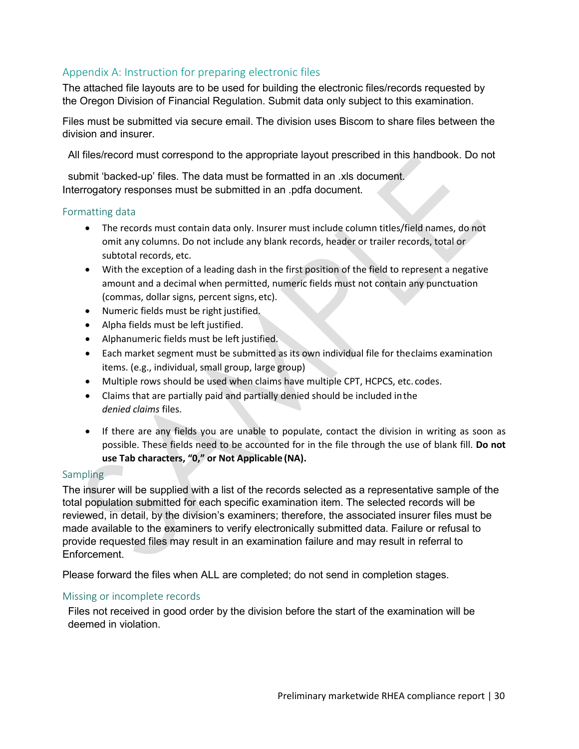## Appendix A: Instruction for preparing electronic files

The attached file layouts are to be used for building the electronic files/records requested by the Oregon Division of Financial Regulation. Submit data only subject to this examination.

Files must be submitted via secure email. The division uses Biscom to share files between the division and insurer.

All files/record must correspond to the appropriate layout prescribed in this handbook. Do not submit 'backed-up' files. The data must be formatted in an .xls document. Interrogatory responses must be submitted in an .pdfa document.

### Formatting data

- The records must contain data only. Insurer must include column titles/field names, do not omit any columns. Do not include any blank records, header or trailer records, total or subtotal records, etc.
- With the exception of a leading dash in the first position of the field to represent a negative amount and a decimal when permitted, numeric fields must not contain any punctuation (commas, dollar signs, percent signs, etc).
- Numeric fields must be right justified.
- Alpha fields must be left justified.
- Alphanumeric fields must be left justified.
- Each market segment must be submitted as its own individual file for the claims examination items. (e.g., individual, small group, large group)
- Multiple rows should be used when claims have multiple CPT, HCPCS, etc. codes.
- Claims that are partially paid and partially denied should be included in the *denied claims* files.
- If there are any fields you are unable to populate, contact the division in writing as soon as possible. These fields need to be accounted for in the file through the use of blank fill. **Do not use Tab characters, "0," or Not Applicable (NA).**

### Sampling

The insurer will be supplied with a list of the records selected as a representative sample of the total population submitted for each specific examination item. The selected records will be reviewed, in detail, by the division's examiners; therefore, the associated insurer files must be made available to the examiners to verify electronically submitted data. Failure or refusal to provide requested files may result in an examination failure and may result in referral to Enforcement.

Please forward the files when ALL are completed; do not send in completion stages.

### Missing or incomplete records

Files not received in good order by the division before the start of the examination will be deemed in violation.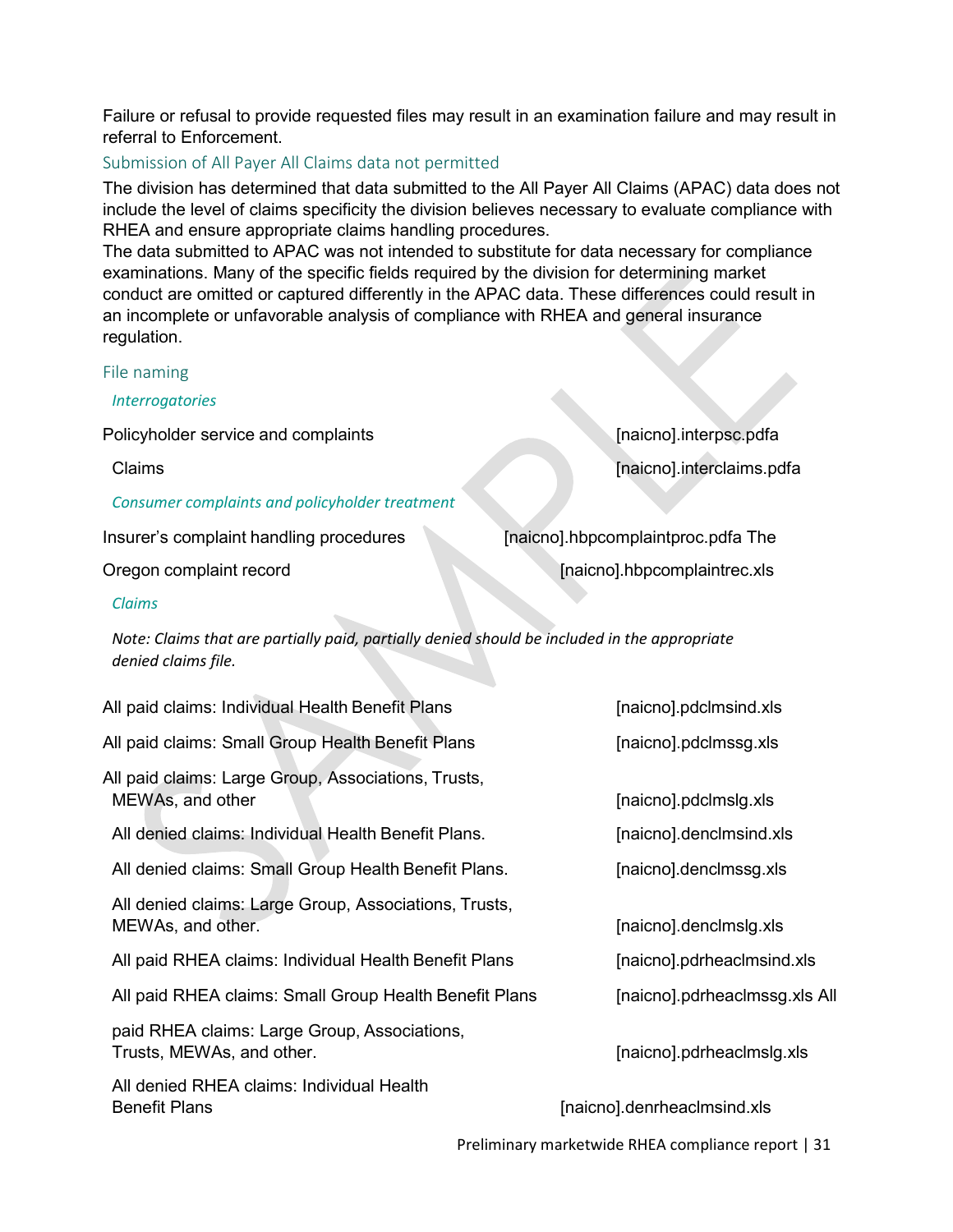Failure or refusal to provide requested files may result in an examination failure and may result in referral to Enforcement.

### Submission of All Payer All Claims data not permitted

The division has determined that data submitted to the All Payer All Claims (APAC) data does not include the level of claims specificity the division believes necessary to evaluate compliance with RHEA and ensure appropriate claims handling procedures.

The data submitted to APAC was not intended to substitute for data necessary for compliance examinations. Many of the specific fields required by the division for determining market conduct are omitted or captured differently in the APAC data. These differences could result in an incomplete or unfavorable analysis of compliance with RHEA and general insurance regulation.

### File naming

#### *Interrogatories*

| | |
|---|---|
| Policyholder service and complaints | [naicno].interpsc.pdfa |
| Claims | [naicno].interclaims.pdfa |

#### *Consumer complaints and policyholder treatment*

| | |
|---|---|
| Insurer's complaint handling procedures | [naicno].hbpcomplaintproc.pdfa |
| The Oregon complaint record | [naicno].hbpcomplaintrec.xls |

#### *Claims*

*Note: Claims that are partially paid, partially denied should be included in the appropriate denied claims file.*

| | |
|---|---|
| All paid claims: Individual Health Benefit Plans | [naicno].pdclmsind.xls |
| All paid claims: Small Group Health Benefit Plans | [naicno].pdclmssg.xls |
| All paid claims: Large Group, Associations, Trusts, MEWAs, and other | [naicno].pdclmslg.xls |
| All denied claims: Individual Health Benefit Plans. | [naicno].denclmsind.xls |
| All denied claims: Small Group Health Benefit Plans. | [naicno].denclmssg.xls |
| All denied claims: Large Group, Associations, Trusts, MEWAs, and other. | [naicno].denclmslg.xls |
| All paid RHEA claims: Individual Health Benefit Plans | [naicno].pdrheaclmsind.xls |
| All paid RHEA claims: Small Group Health Benefit Plans | [naicno].pdrheaclmssg.xls |
| All paid RHEA claims: Large Group, Associations, Trusts, MEWAs, and other. | [naicno].pdrheaclmslg.xls |
| All denied RHEA claims: Individual Health Benefit Plans | [naicno].denrheaclmsind.xls |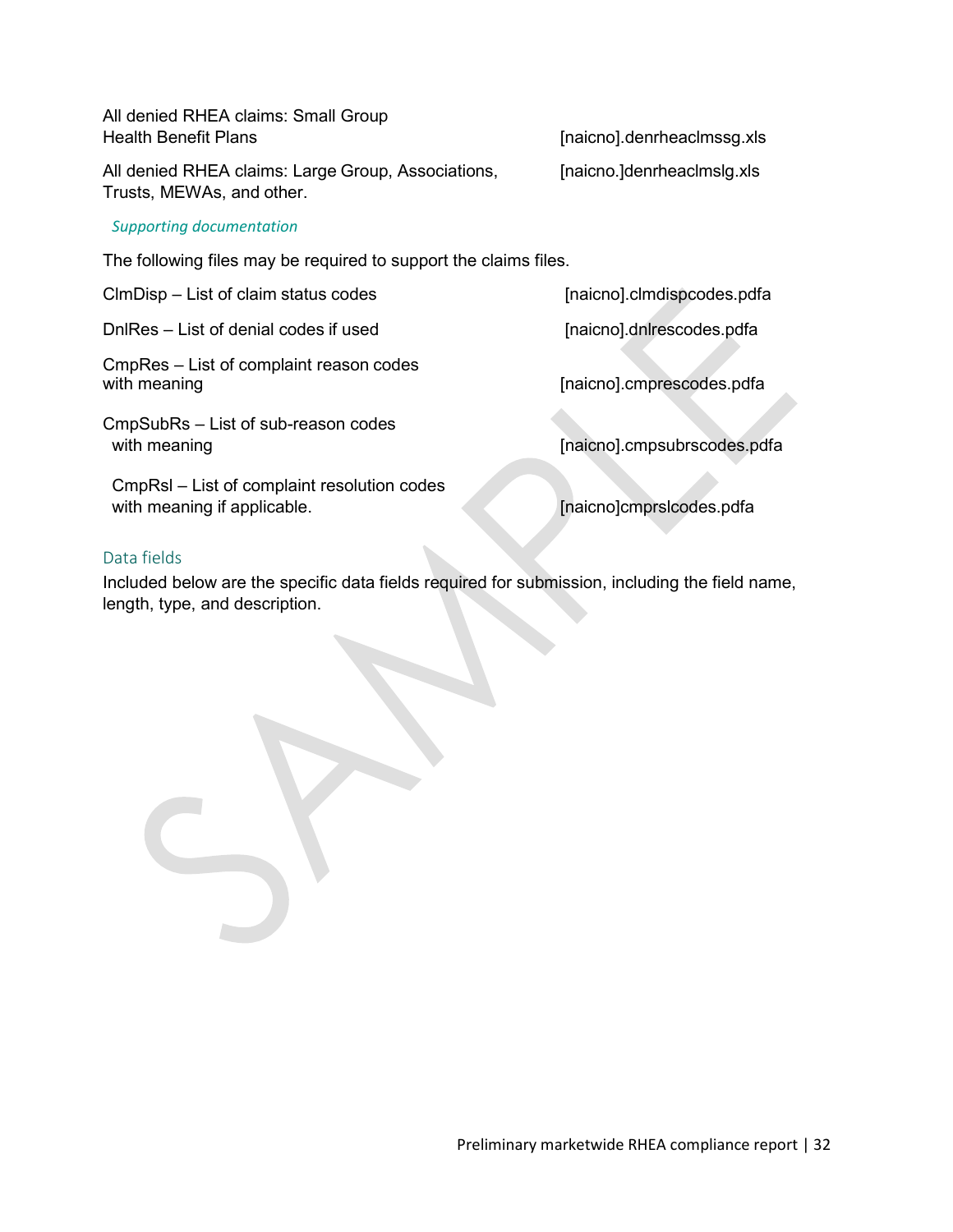All denied RHEA claims: Small Group Health Benefit Plans — [naicno].denrheaclmssg.xls

All denied RHEA claims: Large Group, Associations, Trusts, MEWAs, and other. — [naicno.]denrheaclmslg.xls

### *Supporting documentation*

The following files may be required to support the claims files.

ClmDisp – List of claim status codes — [naicno].clmdispcodes.pdfa

DnlRes – List of denial codes if used — [naicno].dnlrescodes.pdfa

CmpRes – List of complaint reason codes with meaning — [naicno].cmprescodes.pdfa

CmpSubRs – List of sub-reason codes with meaning — [naicno].cmpsubrscodes.pdfa

CmpRsl – List of complaint resolution codes with meaning if applicable. — [naicno]cmprslcodes.pdfa

## Data fields

Included below are the specific data fields required for submission, including the field name, length, type, and description.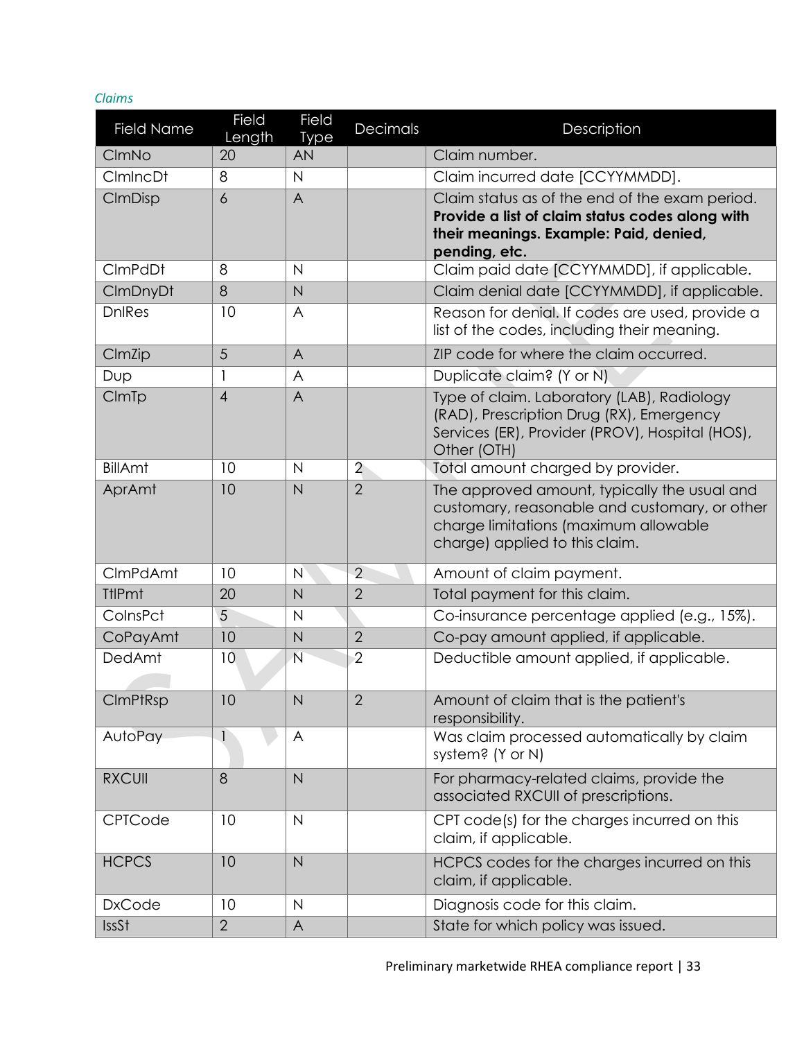*Claims*

| Field Name | Field Length | Field Type | Decimals | Description |
|---|---|---|---|---|
| ClmNo | 20 | AN | | Claim number. |
| ClmIncDt | 8 | N | | Claim incurred date [CCYYMMDD]. |
| ClmDisp | 6 | A | | Claim status as of the end of the exam period. **Provide a list of claim status codes along with their meanings. Example: Paid, denied, pending, etc.** |
| ClmPdDt | 8 | N | | Claim paid date [CCYYMMDD], if applicable. |
| ClmDnyDt | 8 | N | | Claim denial date [CCYYMMDD], if applicable. |
| DnlRes | 10 | A | | Reason for denial. If codes are used, provide a list of the codes, including their meaning. |
| ClmZip | 5 | A | | ZIP code for where the claim occurred. |
| Dup | 1 | A | | Duplicate claim? (Y or N) |
| ClmTp | 4 | A | | Type of claim. Laboratory (LAB), Radiology (RAD), Prescription Drug (RX), Emergency Services (ER), Provider (PROV), Hospital (HOS), Other (OTH) |
| BillAmt | 10 | N | 2 | Total amount charged by provider. |
| AprAmt | 10 | N | 2 | The approved amount, typically the usual and customary, reasonable and customary, or other charge limitations (maximum allowable charge) applied to this claim. |
| ClmPdAmt | 10 | N | 2 | Amount of claim payment. |
| TtlPmt | 20 | N | 2 | Total payment for this claim. |
| CoInsPct | 5 | N | | Co-insurance percentage applied (e.g., 15%). |
| CoPayAmt | 10 | N | 2 | Co-pay amount applied, if applicable. |
| DedAmt | 10 | N | 2 | Deductible amount applied, if applicable. |
| ClmPtRsp | 10 | N | 2 | Amount of claim that is the patient's responsibility. |
| AutoPay | 1 | A | | Was claim processed automatically by claim system? (Y or N) |
| RXCUII | 8 | N | | For pharmacy-related claims, provide the associated RXCUII of prescriptions. |
| CPTCode | 10 | N | | CPT code(s) for the charges incurred on this claim, if applicable. |
| HCPCS | 10 | N | | HCPCS codes for the charges incurred on this claim, if applicable. |
| DxCode | 10 | N | | Diagnosis code for this claim. |
| IssSt | 2 | A | | State for which policy was issued. |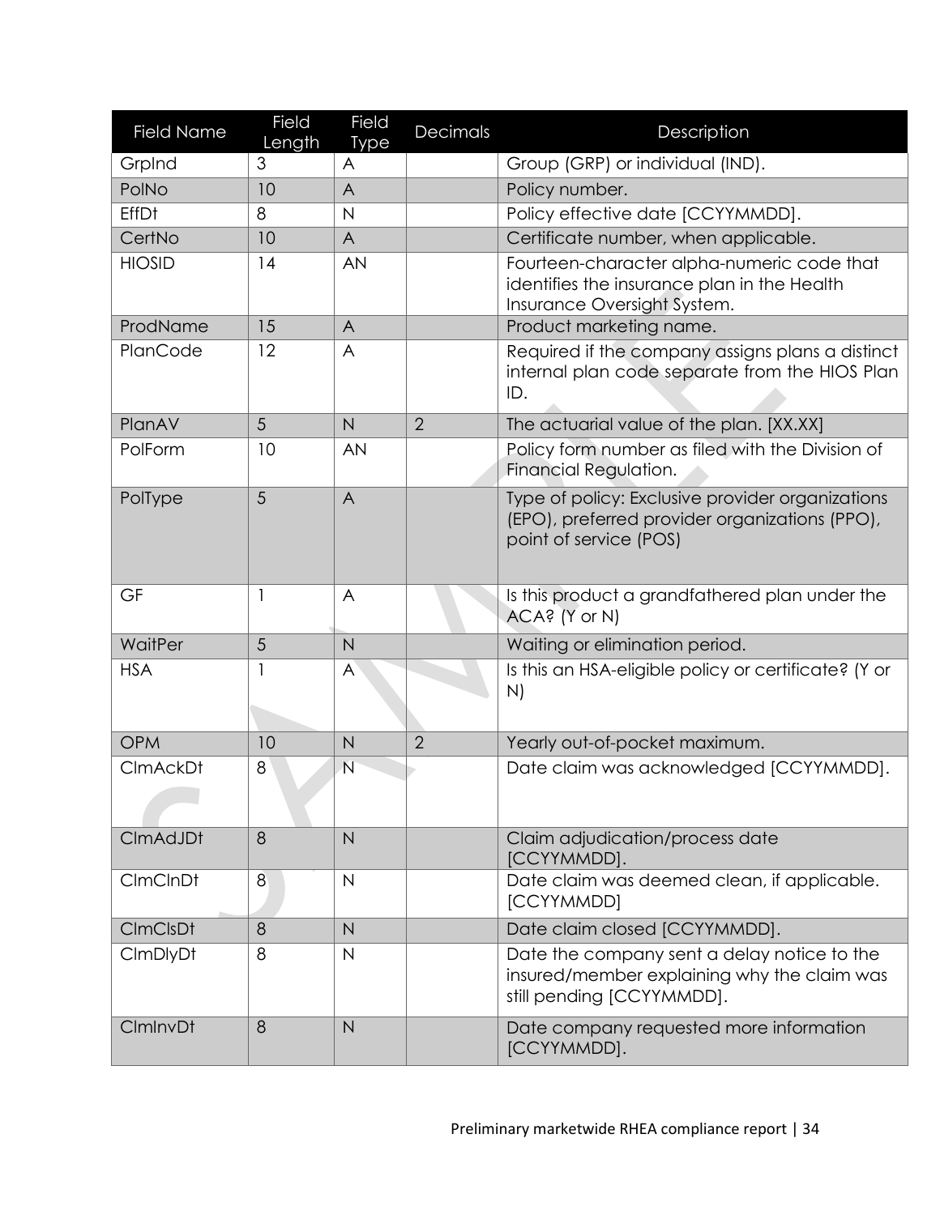| Field Name | Field Length | Field Type | Decimals | Description |
|---|---|---|---|---|
| GrpInd | 3 | A | | Group (GRP) or individual (IND). |
| PolNo | 10 | A | | Policy number. |
| EffDt | 8 | N | | Policy effective date [CCYYMMDD]. |
| CertNo | 10 | A | | Certificate number, when applicable. |
| HIOSID | 14 | AN | | Fourteen-character alpha-numeric code that identifies the insurance plan in the Health Insurance Oversight System. |
| ProdName | 15 | A | | Product marketing name. |
| PlanCode | 12 | A | | Required if the company assigns plans a distinct internal plan code separate from the HIOS Plan ID. |
| PlanAV | 5 | N | 2 | The actuarial value of the plan. [XX.XX] |
| PolForm | 10 | AN | | Policy form number as filed with the Division of Financial Regulation. |
| PolType | 5 | A | | Type of policy: Exclusive provider organizations (EPO), preferred provider organizations (PPO), point of service (POS) |
| GF | 1 | A | | Is this product a grandfathered plan under the ACA? (Y or N) |
| WaitPer | 5 | N | | Waiting or elimination period. |
| HSA | 1 | A | | Is this an HSA-eligible policy or certificate? (Y or N) |
| OPM | 10 | N | 2 | Yearly out-of-pocket maximum. |
| ClmAckDt | 8 | N | | Date claim was acknowledged [CCYYMMDD]. |
| ClmAdJDt | 8 | N | | Claim adjudication/process date [CCYYMMDD]. |
| ClmClnDt | 8 | N | | Date claim was deemed clean, if applicable. [CCYYMMDD] |
| ClmClsDt | 8 | N | | Date claim closed [CCYYMMDD]. |
| ClmDlyDt | 8 | N | | Date the company sent a delay notice to the insured/member explaining why the claim was still pending [CCYYMMDD]. |
| ClmInvDt | 8 | N | | Date company requested more information [CCYYMMDD]. |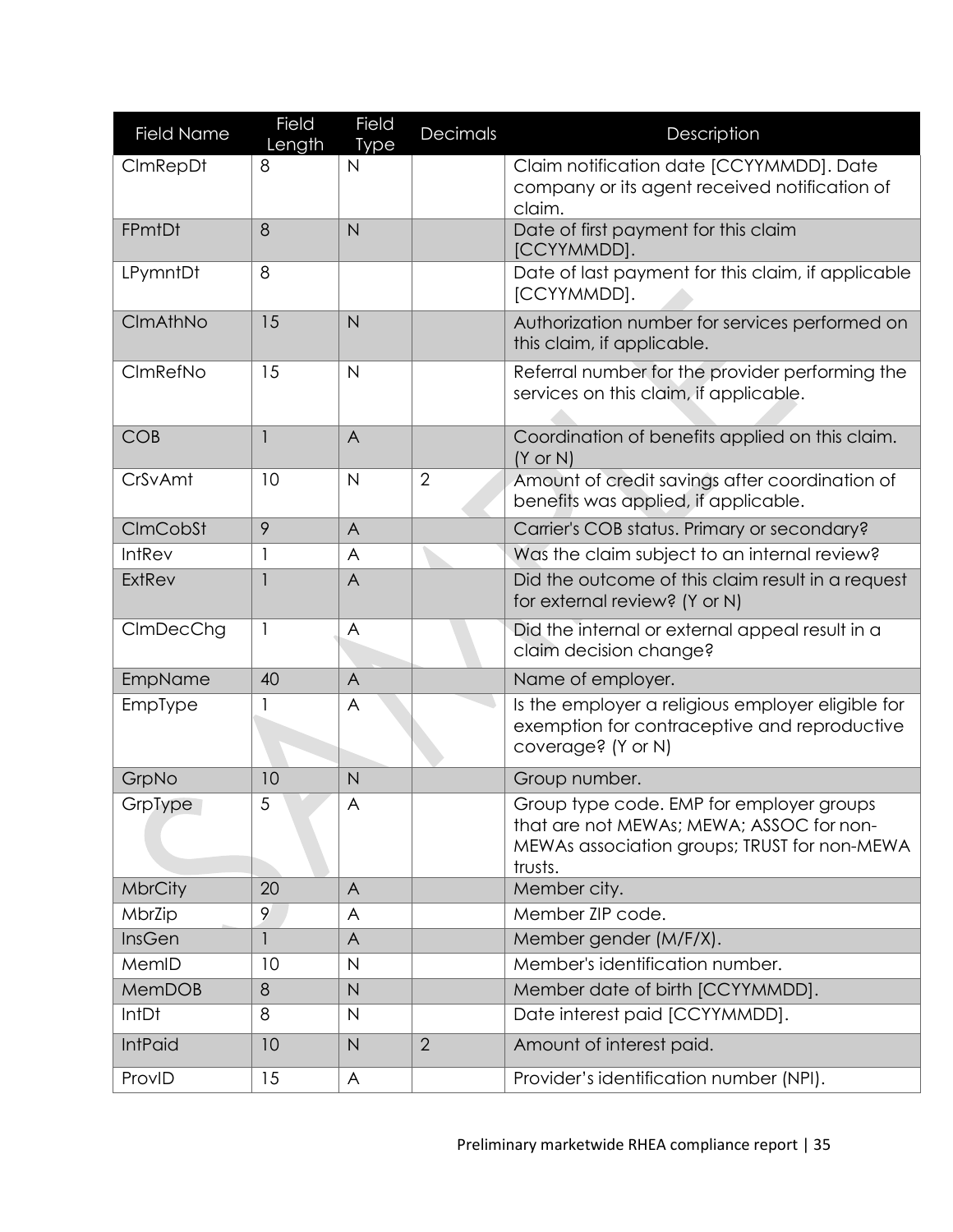| Field Name | Field Length | Field Type | Decimals | Description |
|---|---|---|---|---|
| ClmRepDt | 8 | N | | Claim notification date [CCYYMMDD]. Date company or its agent received notification of claim. |
| FPmtDt | 8 | N | | Date of first payment for this claim [CCYYMMDD]. |
| LPymntDt | 8 | | | Date of last payment for this claim, if applicable [CCYYMMDD]. |
| ClmAthNo | 15 | N | | Authorization number for services performed on this claim, if applicable. |
| ClmRefNo | 15 | N | | Referral number for the provider performing the services on this claim, if applicable. |
| COB | 1 | A | | Coordination of benefits applied on this claim. (Y or N) |
| CrSvAmt | 10 | N | 2 | Amount of credit savings after coordination of benefits was applied, if applicable. |
| ClmCobSt | 9 | A | | Carrier's COB status. Primary or secondary? |
| IntRev | 1 | A | | Was the claim subject to an internal review? |
| ExtRev | 1 | A | | Did the outcome of this claim result in a request for external review? (Y or N) |
| ClmDecChg | 1 | A | | Did the internal or external appeal result in a claim decision change? |
| EmpName | 40 | A | | Name of employer. |
| EmpType | 1 | A | | Is the employer a religious employer eligible for exemption for contraceptive and reproductive coverage? (Y or N) |
| GrpNo | 10 | N | | Group number. |
| GrpType | 5 | A | | Group type code. EMP for employer groups that are not MEWAs; MEWA; ASSOC for non-MEWAs association groups; TRUST for non-MEWA trusts. |
| MbrCity | 20 | A | | Member city. |
| MbrZip | 9 | A | | Member ZIP code. |
| InsGen | 1 | A | | Member gender (M/F/X). |
| MemID | 10 | N | | Member's identification number. |
| MemDOB | 8 | N | | Member date of birth [CCYYMMDD]. |
| IntDt | 8 | N | | Date interest paid [CCYYMMDD]. |
| IntPaid | 10 | N | 2 | Amount of interest paid. |
| ProvID | 15 | A | | Provider's identification number (NPI). |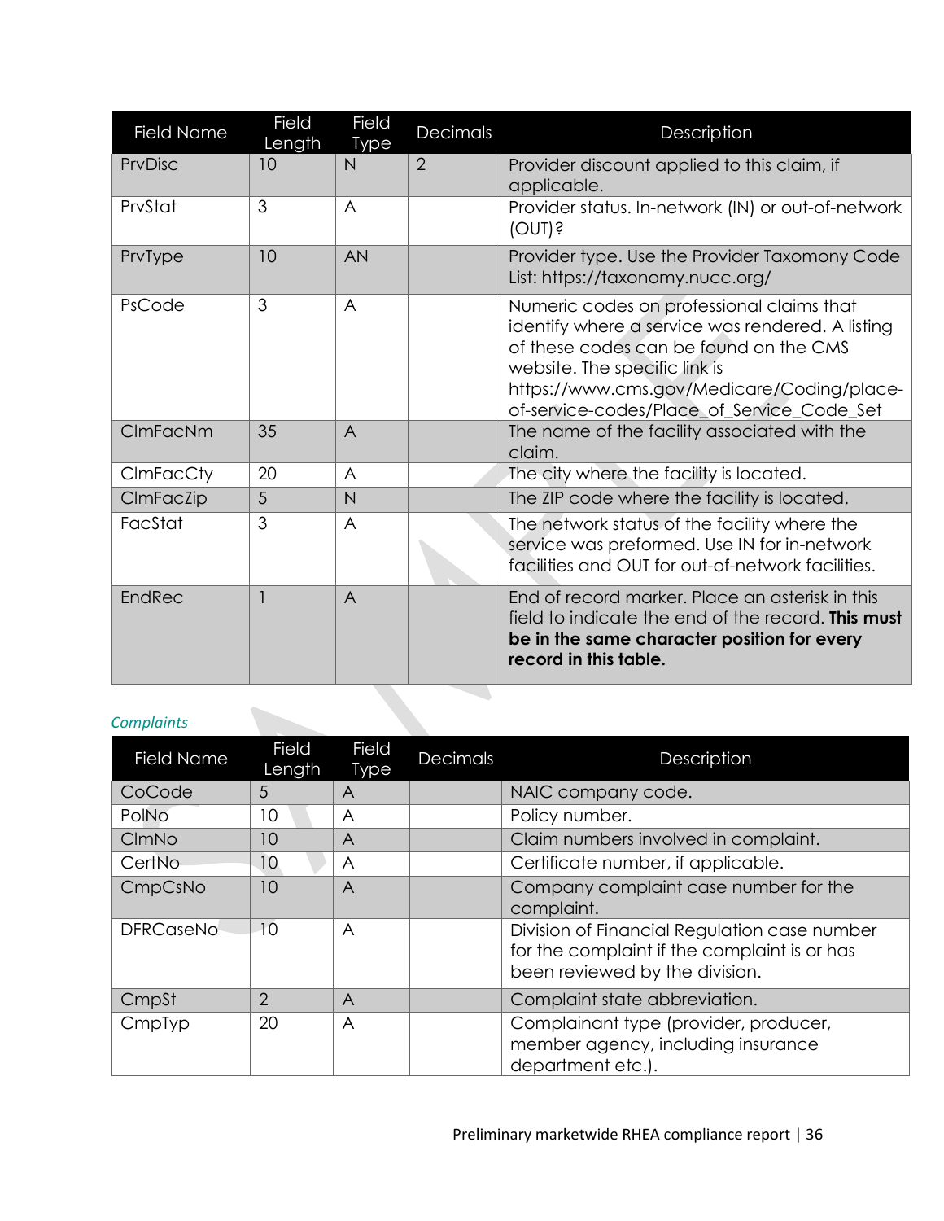| Field Name | Field Length | Field Type | Decimals | Description |
| --- | --- | --- | --- | --- |
| PrvDisc | 10 | N | 2 | Provider discount applied to this claim, if applicable. |
| PrvStat | 3 | A | | Provider status. In-network (IN) or out-of-network (OUT)? |
| PrvType | 10 | AN | | Provider type. Use the Provider Taxomony Code List: https://taxonomy.nucc.org/ |
| PsCode | 3 | A | | Numeric codes on professional claims that identify where a service was rendered. A listing of these codes can be found on the CMS website. The specific link is https://www.cms.gov/Medicare/Coding/place-of-service-codes/Place_of_Service_Code_Set |
| ClmFacNm | 35 | A | | The name of the facility associated with the claim. |
| ClmFacCty | 20 | A | | The city where the facility is located. |
| ClmFacZip | 5 | N | | The ZIP code where the facility is located. |
| FacStat | 3 | A | | The network status of the facility where the service was preformed. Use IN for in-network facilities and OUT for out-of-network facilities. |
| EndRec | 1 | A | | End of record marker. Place an asterisk in this field to indicate the end of the record. **This must be in the same character position for every record in this table.** |

*Complaints*

| Field Name | Field Length | Field Type | Decimals | Description |
| --- | --- | --- | --- | --- |
| CoCode | 5 | A | | NAIC company code. |
| PolNo | 10 | A | | Policy number. |
| ClmNo | 10 | A | | Claim numbers involved in complaint. |
| CertNo | 10 | A | | Certificate number, if applicable. |
| CmpCsNo | 10 | A | | Company complaint case number for the complaint. |
| DFRCaseNo | 10 | A | | Division of Financial Regulation case number for the complaint if the complaint is or has been reviewed by the division. |
| CmpSt | 2 | A | | Complaint state abbreviation. |
| CmpTyp | 20 | A | | Complainant type (provider, producer, member agency, including insurance department etc.). |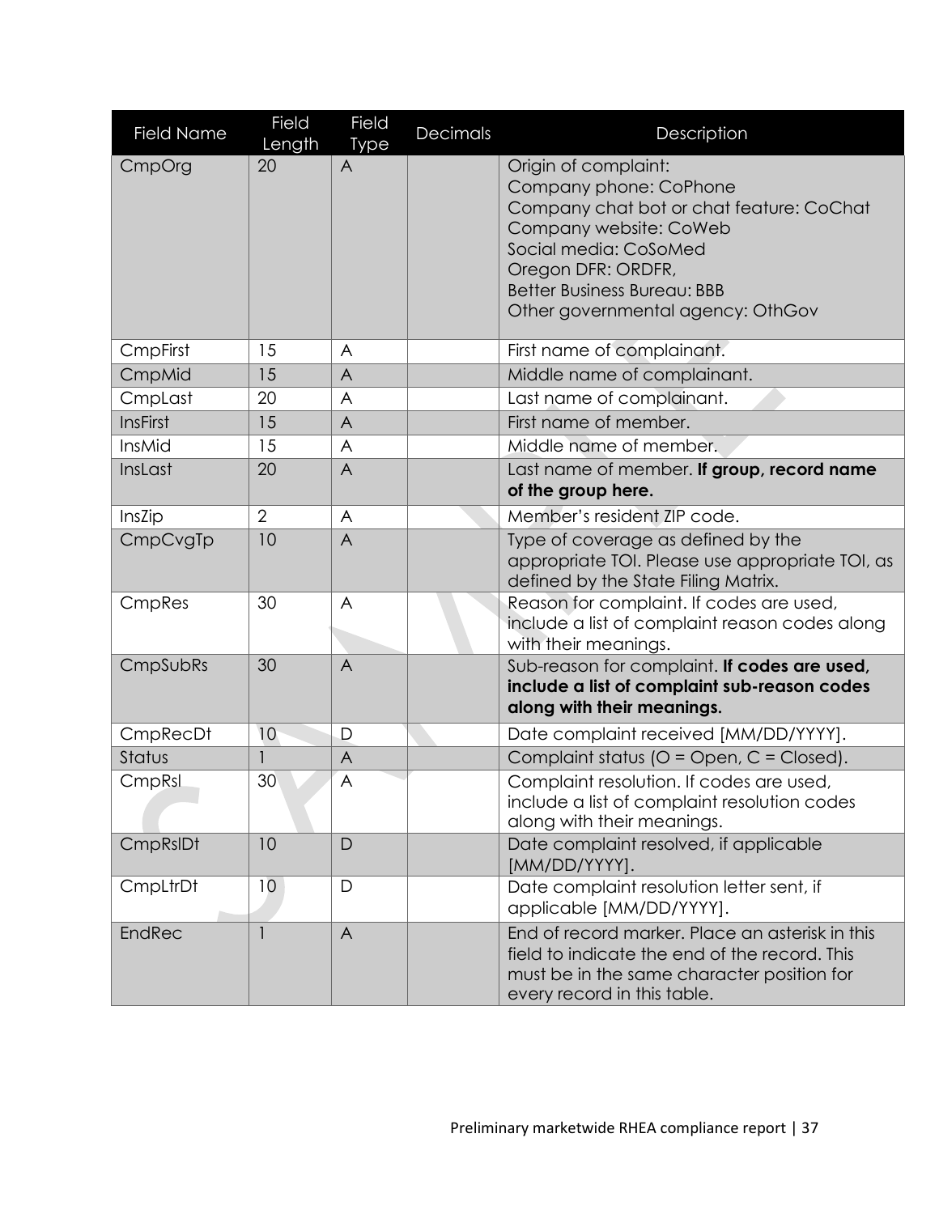| Field Name | Field Length | Field Type | Decimals | Description |
|---|---|---|---|---|
| CmpOrg | 20 | A | | Origin of complaint:<br>Company phone: CoPhone<br>Company chat bot or chat feature: CoChat<br>Company website: CoWeb<br>Social media: CoSoMed<br>Oregon DFR: ORDFR,<br>Better Business Bureau: BBB<br>Other governmental agency: OthGov |
| CmpFirst | 15 | A | | First name of complainant. |
| CmpMid | 15 | A | | Middle name of complainant. |
| CmpLast | 20 | A | | Last name of complainant. |
| InsFirst | 15 | A | | First name of member. |
| InsMid | 15 | A | | Middle name of member. |
| InsLast | 20 | A | | Last name of member. **If group, record name of the group here.** |
| InsZip | 2 | A | | Member's resident ZIP code. |
| CmpCvgTp | 10 | A | | Type of coverage as defined by the appropriate TOI. Please use appropriate TOI, as defined by the State Filing Matrix. |
| CmpRes | 30 | A | | Reason for complaint. If codes are used, include a list of complaint reason codes along with their meanings. |
| CmpSubRs | 30 | A | | Sub-reason for complaint. **If codes are used, include a list of complaint sub-reason codes along with their meanings.** |
| CmpRecDt | 10 | D | | Date complaint received [MM/DD/YYYY]. |
| Status | 1 | A | | Complaint status (O = Open, C = Closed). |
| CmpRsl | 30 | A | | Complaint resolution. If codes are used, include a list of complaint resolution codes along with their meanings. |
| CmpRslDt | 10 | D | | Date complaint resolved, if applicable [MM/DD/YYYY]. |
| CmpLtrDt | 10 | D | | Date complaint resolution letter sent, if applicable [MM/DD/YYYY]. |
| EndRec | 1 | A | | End of record marker. Place an asterisk in this field to indicate the end of the record. This must be in the same character position for every record in this table. |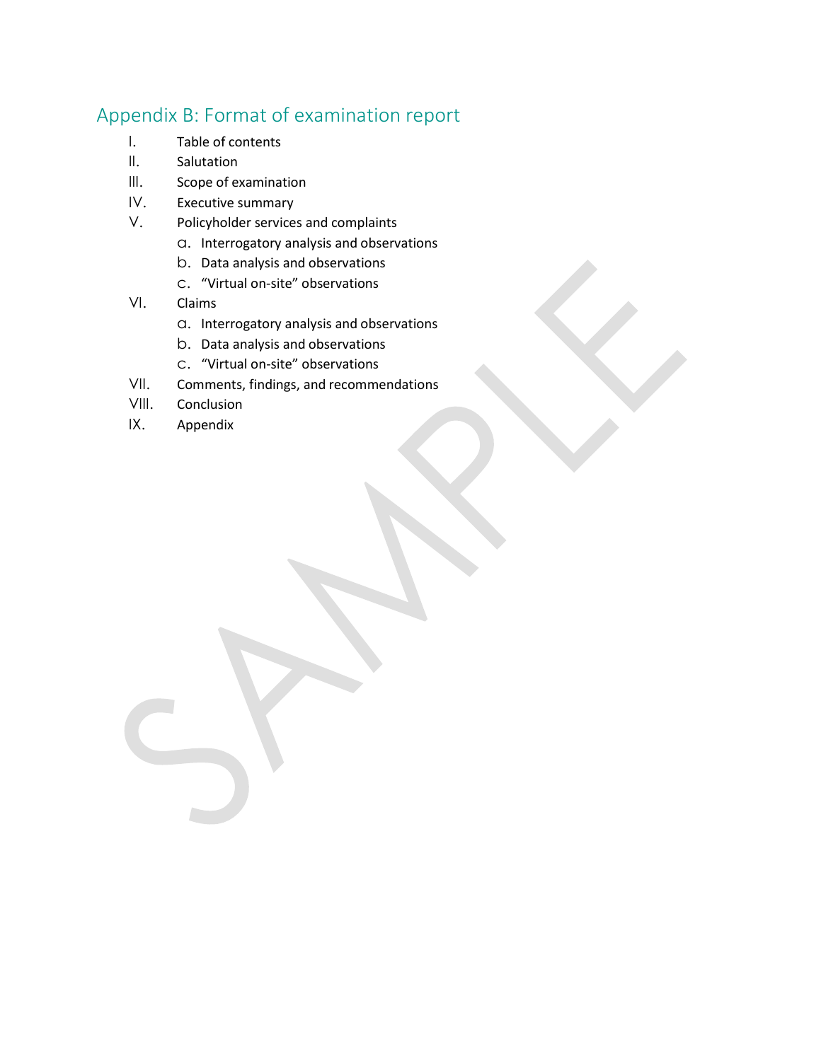## Appendix B: Format of examination report

I. Table of contents

II. Salutation

III. Scope of examination

IV. Executive summary

V. Policyholder services and complaints

   a. Interrogatory analysis and observations

   b. Data analysis and observations

   c. "Virtual on-site" observations

VI. Claims

   a. Interrogatory analysis and observations

   b. Data analysis and observations

   c. "Virtual on-site" observations

VII. Comments, findings, and recommendations

VIII. Conclusion

IX. Appendix